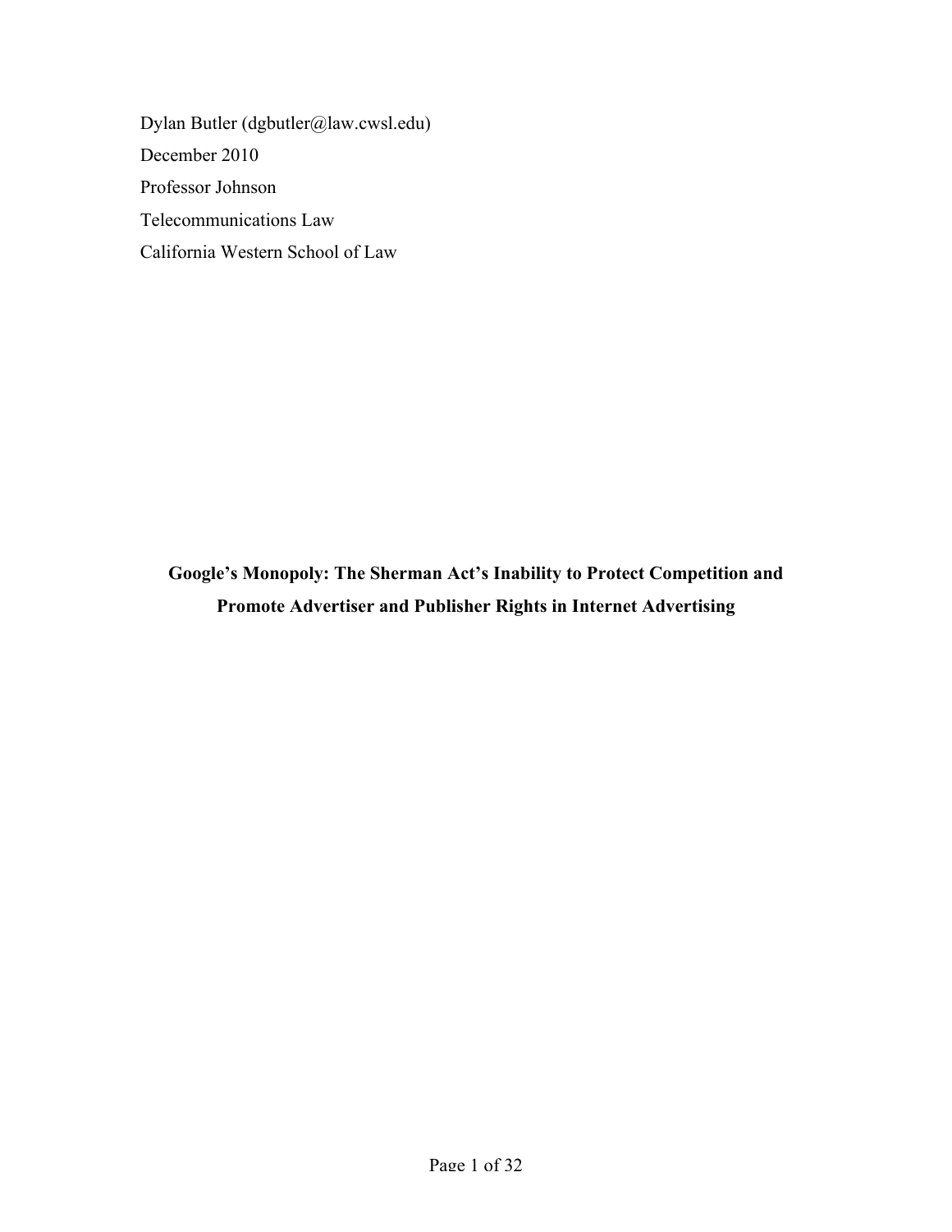Dylan Butler (dgbutler@law.cwsl.edu)

December 2010

Professor Johnson

Telecommunications Law

California Western School of Law

# Google's Monopoly: The Sherman Act's Inability to Protect Competition and Promote Advertiser and Publisher Rights in Internet Advertising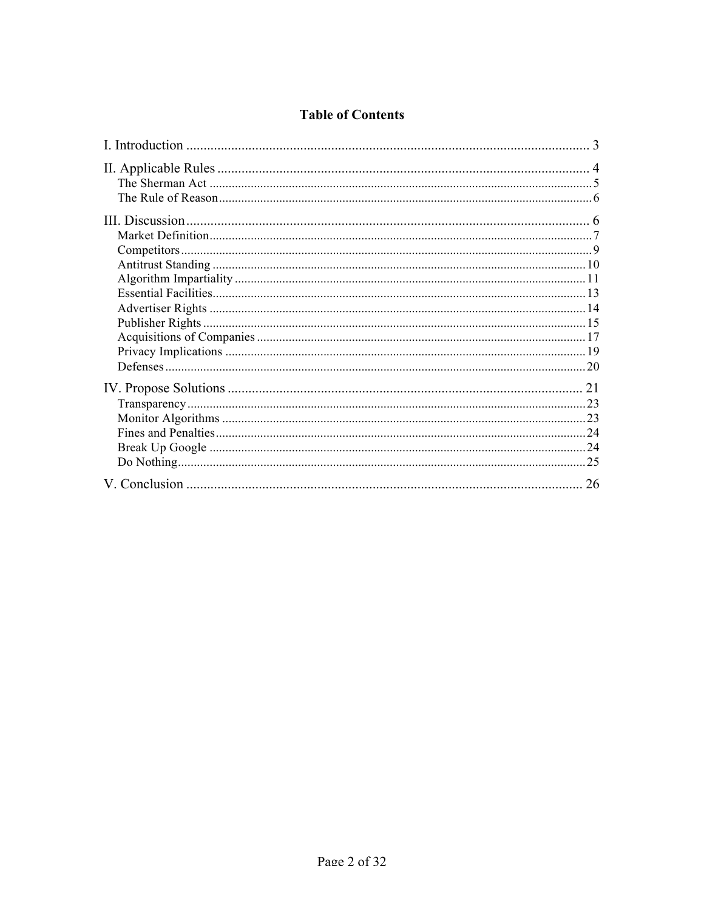**Table of Contents**

I. Introduction ..... 3

II. Applicable Rules ..... 4
- The Sherman Act ..... 5
- The Rule of Reason ..... 6

III. Discussion ..... 6
- Market Definition ..... 7
- Competitors ..... 9
- Antitrust Standing ..... 10
- Algorithm Impartiality ..... 11
- Essential Facilities ..... 13
- Advertiser Rights ..... 14
- Publisher Rights ..... 15
- Acquisitions of Companies ..... 17
- Privacy Implications ..... 19
- Defenses ..... 20

IV. Propose Solutions ..... 21
- Transparency ..... 23
- Monitor Algorithms ..... 23
- Fines and Penalties ..... 24
- Break Up Google ..... 24
- Do Nothing ..... 25

V. Conclusion ..... 26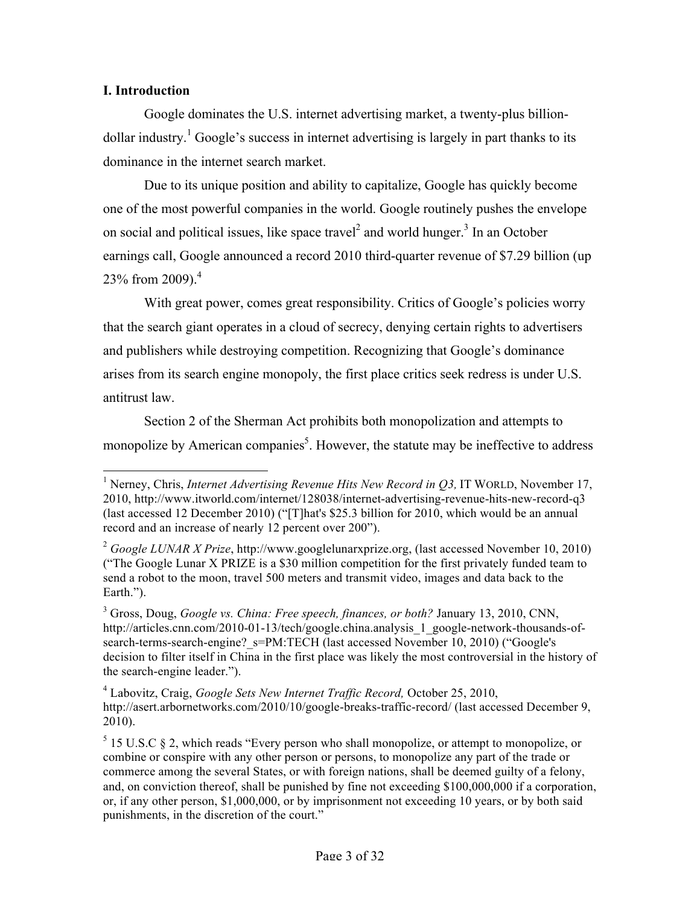**I. Introduction**

Google dominates the U.S. internet advertising market, a twenty-plus billion-dollar industry.[1] Google's success in internet advertising is largely in part thanks to its dominance in the internet search market.

Due to its unique position and ability to capitalize, Google has quickly become one of the most powerful companies in the world. Google routinely pushes the envelope on social and political issues, like space travel[2] and world hunger.[3] In an October earnings call, Google announced a record 2010 third-quarter revenue of $7.29 billion (up 23% from 2009).[4]

With great power, comes great responsibility. Critics of Google's policies worry that the search giant operates in a cloud of secrecy, denying certain rights to advertisers and publishers while destroying competition. Recognizing that Google's dominance arises from its search engine monopoly, the first place critics seek redress is under U.S. antitrust law.

Section 2 of the Sherman Act prohibits both monopolization and attempts to monopolize by American companies[5]. However, the statute may be ineffective to address

---

[1] Nerney, Chris, *Internet Advertising Revenue Hits New Record in Q3,* IT WORLD, November 17, 2010, http://www.itworld.com/internet/128038/internet-advertising-revenue-hits-new-record-q3 (last accessed 12 December 2010) ("[T]hat's $25.3 billion for 2010, which would be an annual record and an increase of nearly 12 percent over 200").

[2] *Google LUNAR X Prize*, http://www.googlelunarxprize.org, (last accessed November 10, 2010) ("The Google Lunar X PRIZE is a $30 million competition for the first privately funded team to send a robot to the moon, travel 500 meters and transmit video, images and data back to the Earth.").

[3] Gross, Doug, *Google vs. China: Free speech, finances, or both?* January 13, 2010, CNN, http://articles.cnn.com/2010-01-13/tech/google.china.analysis_1_google-network-thousands-of-search-terms-search-engine?_s=PM:TECH (last accessed November 10, 2010) ("Google's decision to filter itself in China in the first place was likely the most controversial in the history of the search-engine leader.").

[4] Labovitz, Craig, *Google Sets New Internet Traffic Record,* October 25, 2010, http://asert.arbornetworks.com/2010/10/google-breaks-traffic-record/ (last accessed December 9, 2010).

[5] 15 U.S.C § 2, which reads "Every person who shall monopolize, or attempt to monopolize, or combine or conspire with any other person or persons, to monopolize any part of the trade or commerce among the several States, or with foreign nations, shall be deemed guilty of a felony, and, on conviction thereof, shall be punished by fine not exceeding $100,000,000 if a corporation, or, if any other person, $1,000,000, or by imprisonment not exceeding 10 years, or by both said punishments, in the discretion of the court."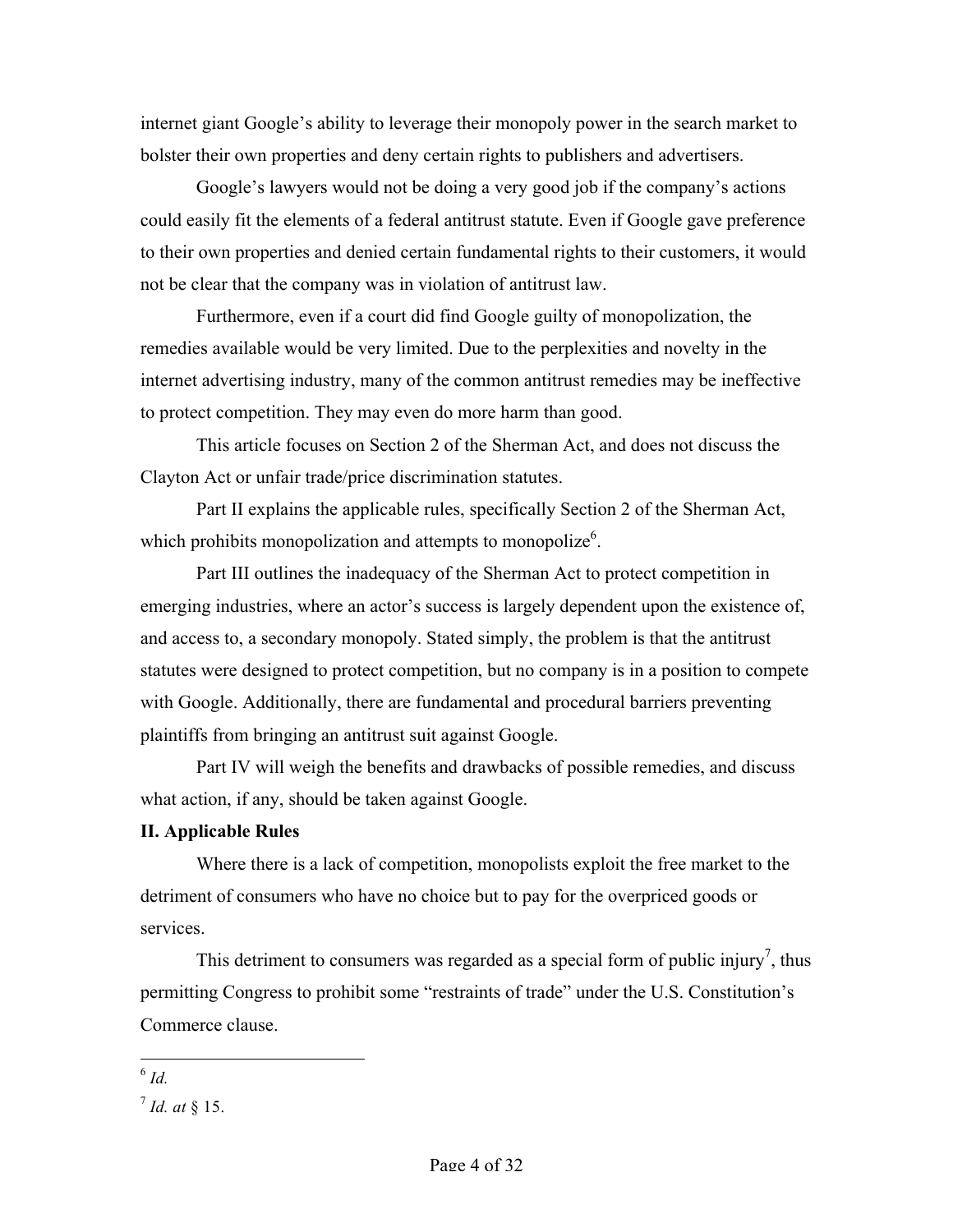internet giant Google's ability to leverage their monopoly power in the search market to bolster their own properties and deny certain rights to publishers and advertisers.

Google's lawyers would not be doing a very good job if the company's actions could easily fit the elements of a federal antitrust statute. Even if Google gave preference to their own properties and denied certain fundamental rights to their customers, it would not be clear that the company was in violation of antitrust law.

Furthermore, even if a court did find Google guilty of monopolization, the remedies available would be very limited. Due to the perplexities and novelty in the internet advertising industry, many of the common antitrust remedies may be ineffective to protect competition. They may even do more harm than good.

This article focuses on Section 2 of the Sherman Act, and does not discuss the Clayton Act or unfair trade/price discrimination statutes.

Part II explains the applicable rules, specifically Section 2 of the Sherman Act, which prohibits monopolization and attempts to monopolize[6].

Part III outlines the inadequacy of the Sherman Act to protect competition in emerging industries, where an actor's success is largely dependent upon the existence of, and access to, a secondary monopoly. Stated simply, the problem is that the antitrust statutes were designed to protect competition, but no company is in a position to compete with Google. Additionally, there are fundamental and procedural barriers preventing plaintiffs from bringing an antitrust suit against Google.

Part IV will weigh the benefits and drawbacks of possible remedies, and discuss what action, if any, should be taken against Google.

**II. Applicable Rules**

Where there is a lack of competition, monopolists exploit the free market to the detriment of consumers who have no choice but to pay for the overpriced goods or services.

This detriment to consumers was regarded as a special form of public injury[7], thus permitting Congress to prohibit some "restraints of trade" under the U.S. Constitution's Commerce clause.

---

[6] *Id.*

[7] *Id. at* § 15.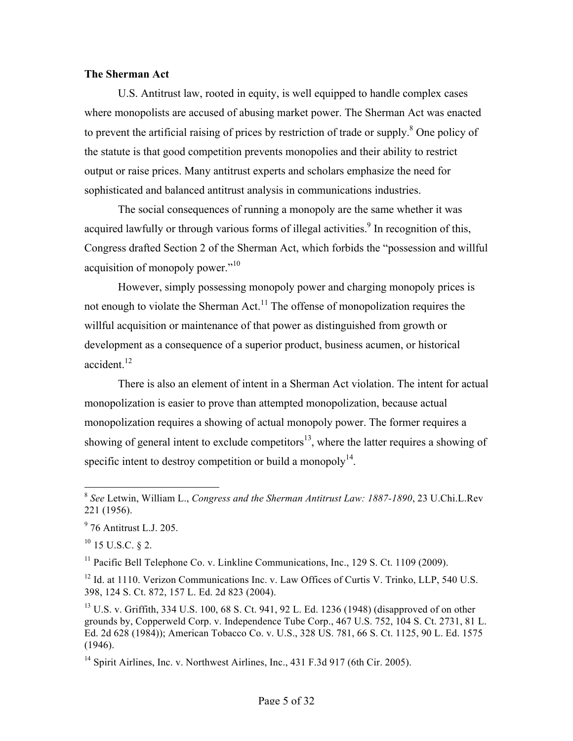**The Sherman Act**

U.S. Antitrust law, rooted in equity, is well equipped to handle complex cases where monopolists are accused of abusing market power. The Sherman Act was enacted to prevent the artificial raising of prices by restriction of trade or supply.[8] One policy of the statute is that good competition prevents monopolies and their ability to restrict output or raise prices. Many antitrust experts and scholars emphasize the need for sophisticated and balanced antitrust analysis in communications industries.

The social consequences of running a monopoly are the same whether it was acquired lawfully or through various forms of illegal activities.[9] In recognition of this, Congress drafted Section 2 of the Sherman Act, which forbids the "possession and willful acquisition of monopoly power."[10]

However, simply possessing monopoly power and charging monopoly prices is not enough to violate the Sherman Act.[11] The offense of monopolization requires the willful acquisition or maintenance of that power as distinguished from growth or development as a consequence of a superior product, business acumen, or historical accident.[12]

There is also an element of intent in a Sherman Act violation. The intent for actual monopolization is easier to prove than attempted monopolization, because actual monopolization requires a showing of actual monopoly power. The former requires a showing of general intent to exclude competitors[13], where the latter requires a showing of specific intent to destroy competition or build a monopoly[14].

---

[8] *See* Letwin, William L., *Congress and the Sherman Antitrust Law: 1887-1890*, 23 U.Chi.L.Rev 221 (1956).

[9] 76 Antitrust L.J. 205.

[10] 15 U.S.C. § 2.

[11] Pacific Bell Telephone Co. v. Linkline Communications, Inc., 129 S. Ct. 1109 (2009).

[12] Id. at 1110. Verizon Communications Inc. v. Law Offices of Curtis V. Trinko, LLP, 540 U.S. 398, 124 S. Ct. 872, 157 L. Ed. 2d 823 (2004).

[13] U.S. v. Griffith, 334 U.S. 100, 68 S. Ct. 941, 92 L. Ed. 1236 (1948) (disapproved of on other grounds by, Copperweld Corp. v. Independence Tube Corp., 467 U.S. 752, 104 S. Ct. 2731, 81 L. Ed. 2d 628 (1984)); American Tobacco Co. v. U.S., 328 US. 781, 66 S. Ct. 1125, 90 L. Ed. 1575 (1946).

[14] Spirit Airlines, Inc. v. Northwest Airlines, Inc., 431 F.3d 917 (6th Cir. 2005).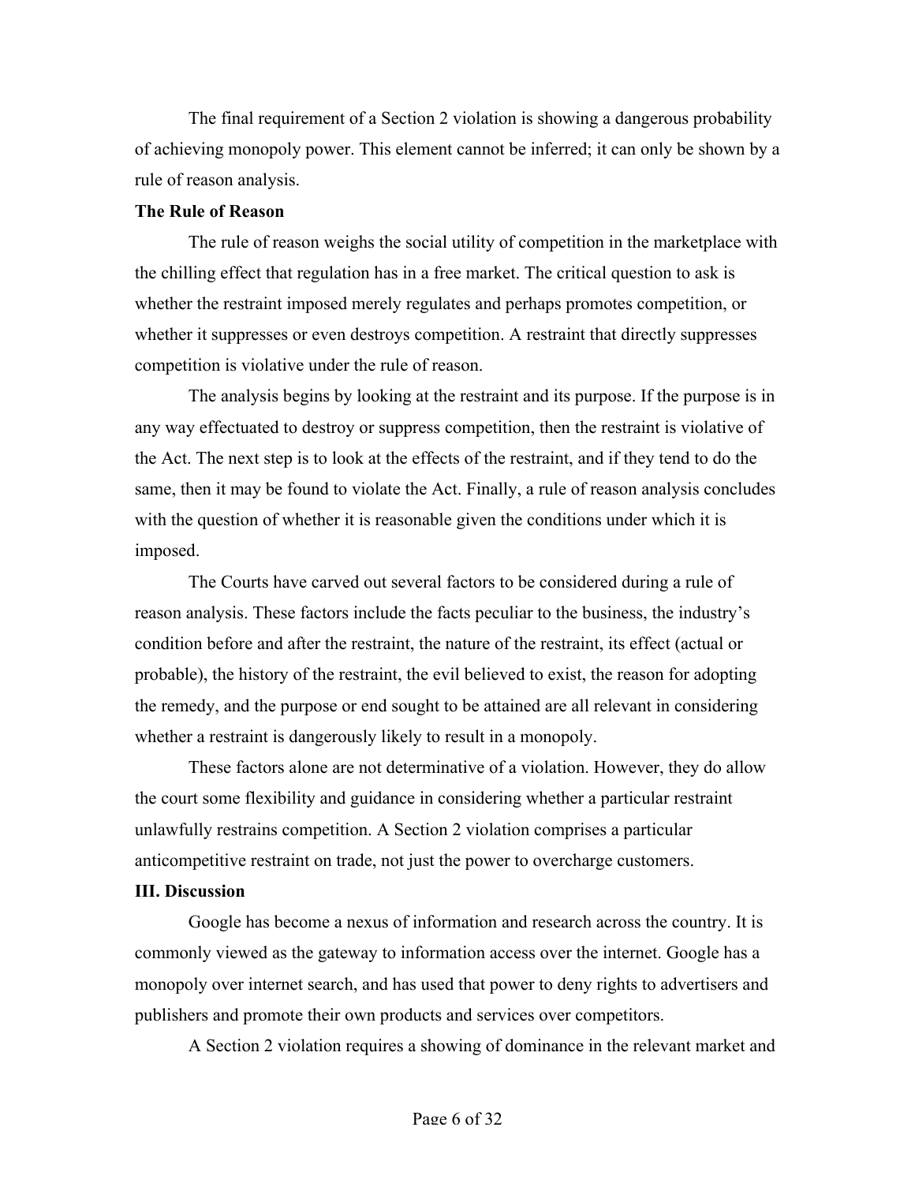The final requirement of a Section 2 violation is showing a dangerous probability of achieving monopoly power. This element cannot be inferred; it can only be shown by a rule of reason analysis.

**The Rule of Reason**

The rule of reason weighs the social utility of competition in the marketplace with the chilling effect that regulation has in a free market. The critical question to ask is whether the restraint imposed merely regulates and perhaps promotes competition, or whether it suppresses or even destroys competition. A restraint that directly suppresses competition is violative under the rule of reason.

The analysis begins by looking at the restraint and its purpose. If the purpose is in any way effectuated to destroy or suppress competition, then the restraint is violative of the Act. The next step is to look at the effects of the restraint, and if they tend to do the same, then it may be found to violate the Act. Finally, a rule of reason analysis concludes with the question of whether it is reasonable given the conditions under which it is imposed.

The Courts have carved out several factors to be considered during a rule of reason analysis. These factors include the facts peculiar to the business, the industry's condition before and after the restraint, the nature of the restraint, its effect (actual or probable), the history of the restraint, the evil believed to exist, the reason for adopting the remedy, and the purpose or end sought to be attained are all relevant in considering whether a restraint is dangerously likely to result in a monopoly.

These factors alone are not determinative of a violation. However, they do allow the court some flexibility and guidance in considering whether a particular restraint unlawfully restrains competition. A Section 2 violation comprises a particular anticompetitive restraint on trade, not just the power to overcharge customers.

**III. Discussion**

Google has become a nexus of information and research across the country. It is commonly viewed as the gateway to information access over the internet. Google has a monopoly over internet search, and has used that power to deny rights to advertisers and publishers and promote their own products and services over competitors.

A Section 2 violation requires a showing of dominance in the relevant market and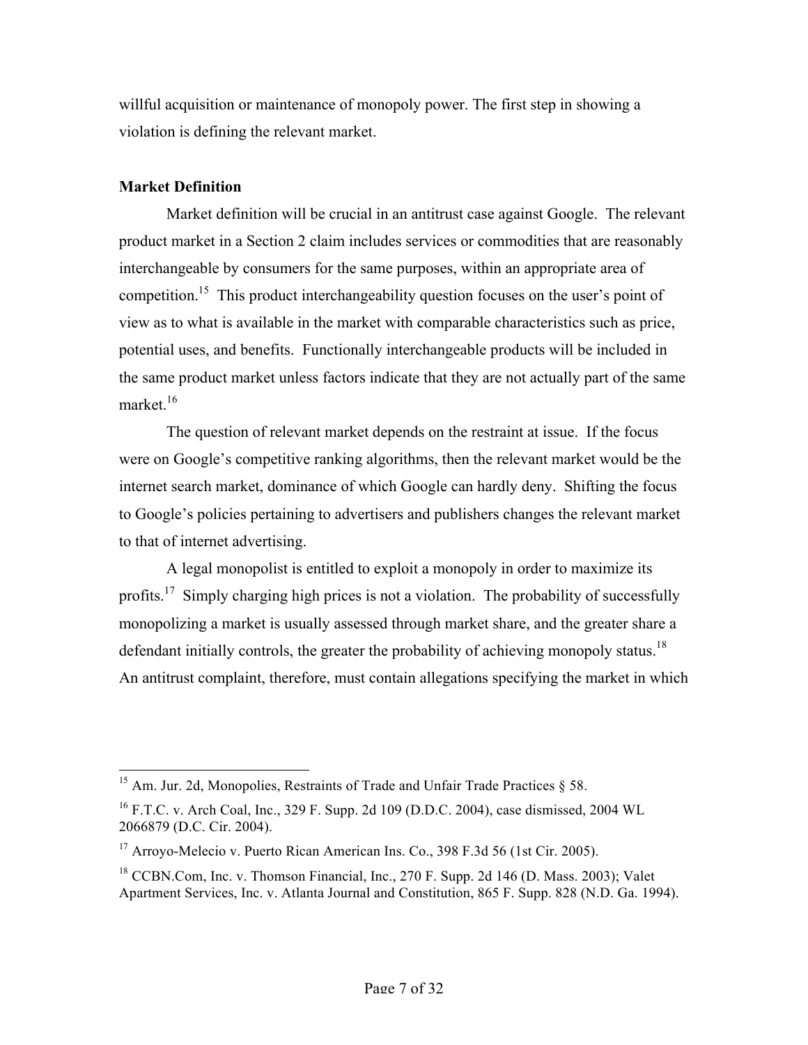willful acquisition or maintenance of monopoly power. The first step in showing a violation is defining the relevant market.

**Market Definition**

Market definition will be crucial in an antitrust case against Google. The relevant product market in a Section 2 claim includes services or commodities that are reasonably interchangeable by consumers for the same purposes, within an appropriate area of competition.[15] This product interchangeability question focuses on the user's point of view as to what is available in the market with comparable characteristics such as price, potential uses, and benefits. Functionally interchangeable products will be included in the same product market unless factors indicate that they are not actually part of the same market.[16]

The question of relevant market depends on the restraint at issue. If the focus were on Google's competitive ranking algorithms, then the relevant market would be the internet search market, dominance of which Google can hardly deny. Shifting the focus to Google's policies pertaining to advertisers and publishers changes the relevant market to that of internet advertising.

A legal monopolist is entitled to exploit a monopoly in order to maximize its profits.[17] Simply charging high prices is not a violation. The probability of successfully monopolizing a market is usually assessed through market share, and the greater share a defendant initially controls, the greater the probability of achieving monopoly status.[18] An antitrust complaint, therefore, must contain allegations specifying the market in which

---

[15] Am. Jur. 2d, Monopolies, Restraints of Trade and Unfair Trade Practices § 58.

[16] F.T.C. v. Arch Coal, Inc., 329 F. Supp. 2d 109 (D.D.C. 2004), case dismissed, 2004 WL 2066879 (D.C. Cir. 2004).

[17] Arroyo-Melecio v. Puerto Rican American Ins. Co., 398 F.3d 56 (1st Cir. 2005).

[18] CCBN.Com, Inc. v. Thomson Financial, Inc., 270 F. Supp. 2d 146 (D. Mass. 2003); Valet Apartment Services, Inc. v. Atlanta Journal and Constitution, 865 F. Supp. 828 (N.D. Ga. 1994).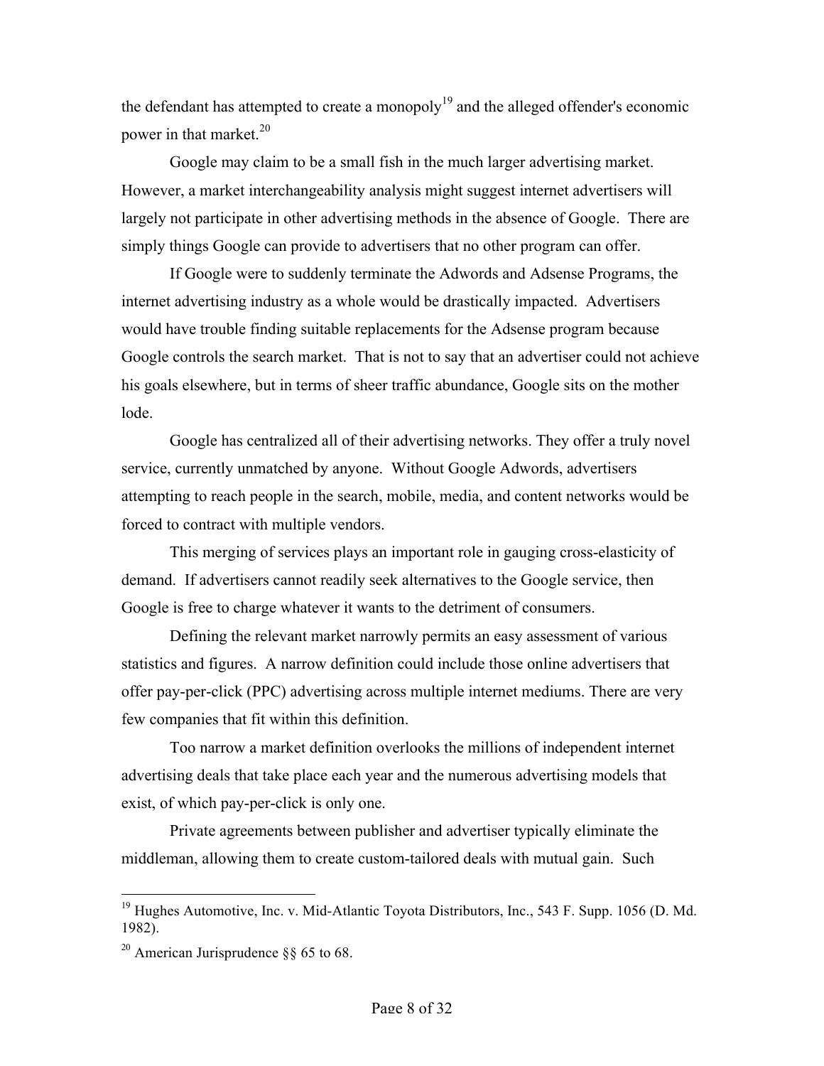the defendant has attempted to create a monopoly[19] and the alleged offender's economic power in that market.[20]

Google may claim to be a small fish in the much larger advertising market. However, a market interchangeability analysis might suggest internet advertisers will largely not participate in other advertising methods in the absence of Google. There are simply things Google can provide to advertisers that no other program can offer.

If Google were to suddenly terminate the Adwords and Adsense Programs, the internet advertising industry as a whole would be drastically impacted. Advertisers would have trouble finding suitable replacements for the Adsense program because Google controls the search market. That is not to say that an advertiser could not achieve his goals elsewhere, but in terms of sheer traffic abundance, Google sits on the mother lode.

Google has centralized all of their advertising networks. They offer a truly novel service, currently unmatched by anyone. Without Google Adwords, advertisers attempting to reach people in the search, mobile, media, and content networks would be forced to contract with multiple vendors.

This merging of services plays an important role in gauging cross-elasticity of demand. If advertisers cannot readily seek alternatives to the Google service, then Google is free to charge whatever it wants to the detriment of consumers.

Defining the relevant market narrowly permits an easy assessment of various statistics and figures. A narrow definition could include those online advertisers that offer pay-per-click (PPC) advertising across multiple internet mediums. There are very few companies that fit within this definition.

Too narrow a market definition overlooks the millions of independent internet advertising deals that take place each year and the numerous advertising models that exist, of which pay-per-click is only one.

Private agreements between publisher and advertiser typically eliminate the middleman, allowing them to create custom-tailored deals with mutual gain. Such

---

[19] Hughes Automotive, Inc. v. Mid-Atlantic Toyota Distributors, Inc., 543 F. Supp. 1056 (D. Md. 1982).

[20] American Jurisprudence §§ 65 to 68.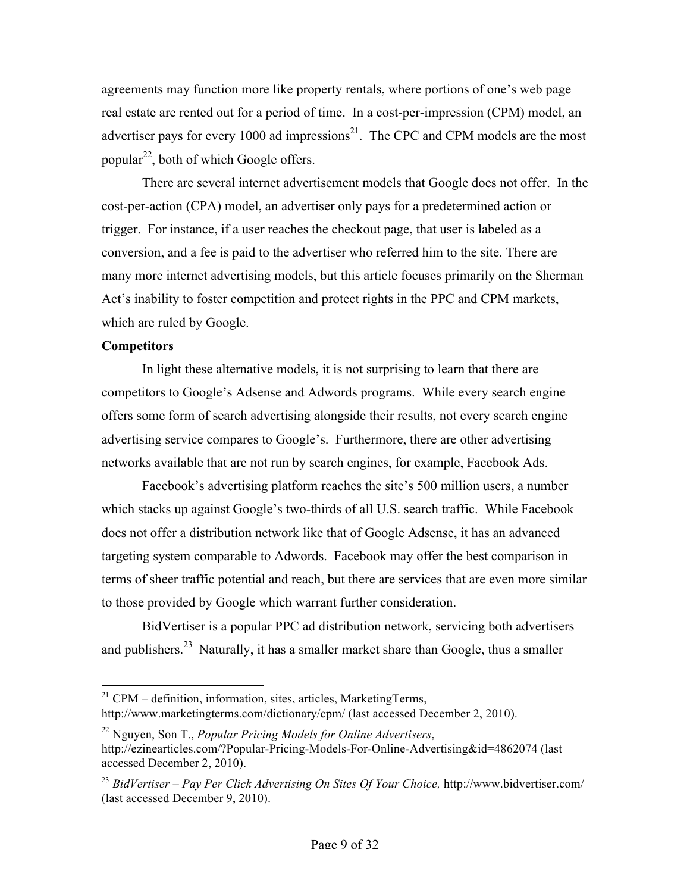agreements may function more like property rentals, where portions of one's web page real estate are rented out for a period of time. In a cost-per-impression (CPM) model, an advertiser pays for every 1000 ad impressions[21]. The CPC and CPM models are the most popular[22], both of which Google offers.

There are several internet advertisement models that Google does not offer. In the cost-per-action (CPA) model, an advertiser only pays for a predetermined action or trigger. For instance, if a user reaches the checkout page, that user is labeled as a conversion, and a fee is paid to the advertiser who referred him to the site. There are many more internet advertising models, but this article focuses primarily on the Sherman Act's inability to foster competition and protect rights in the PPC and CPM markets, which are ruled by Google.

**Competitors**

In light these alternative models, it is not surprising to learn that there are competitors to Google's Adsense and Adwords programs. While every search engine offers some form of search advertising alongside their results, not every search engine advertising service compares to Google's. Furthermore, there are other advertising networks available that are not run by search engines, for example, Facebook Ads.

Facebook's advertising platform reaches the site's 500 million users, a number which stacks up against Google's two-thirds of all U.S. search traffic. While Facebook does not offer a distribution network like that of Google Adsense, it has an advanced targeting system comparable to Adwords. Facebook may offer the best comparison in terms of sheer traffic potential and reach, but there are services that are even more similar to those provided by Google which warrant further consideration.

BidVertiser is a popular PPC ad distribution network, servicing both advertisers and publishers.[23] Naturally, it has a smaller market share than Google, thus a smaller

---

[21] CPM – definition, information, sites, articles, MarketingTerms, http://www.marketingterms.com/dictionary/cpm/ (last accessed December 2, 2010).

[22] Nguyen, Son T., *Popular Pricing Models for Online Advertisers*, http://ezinearticles.com/?Popular-Pricing-Models-For-Online-Advertising&id=4862074 (last accessed December 2, 2010).

[23] *BidVertiser – Pay Per Click Advertising On Sites Of Your Choice,* http://www.bidvertiser.com/ (last accessed December 9, 2010).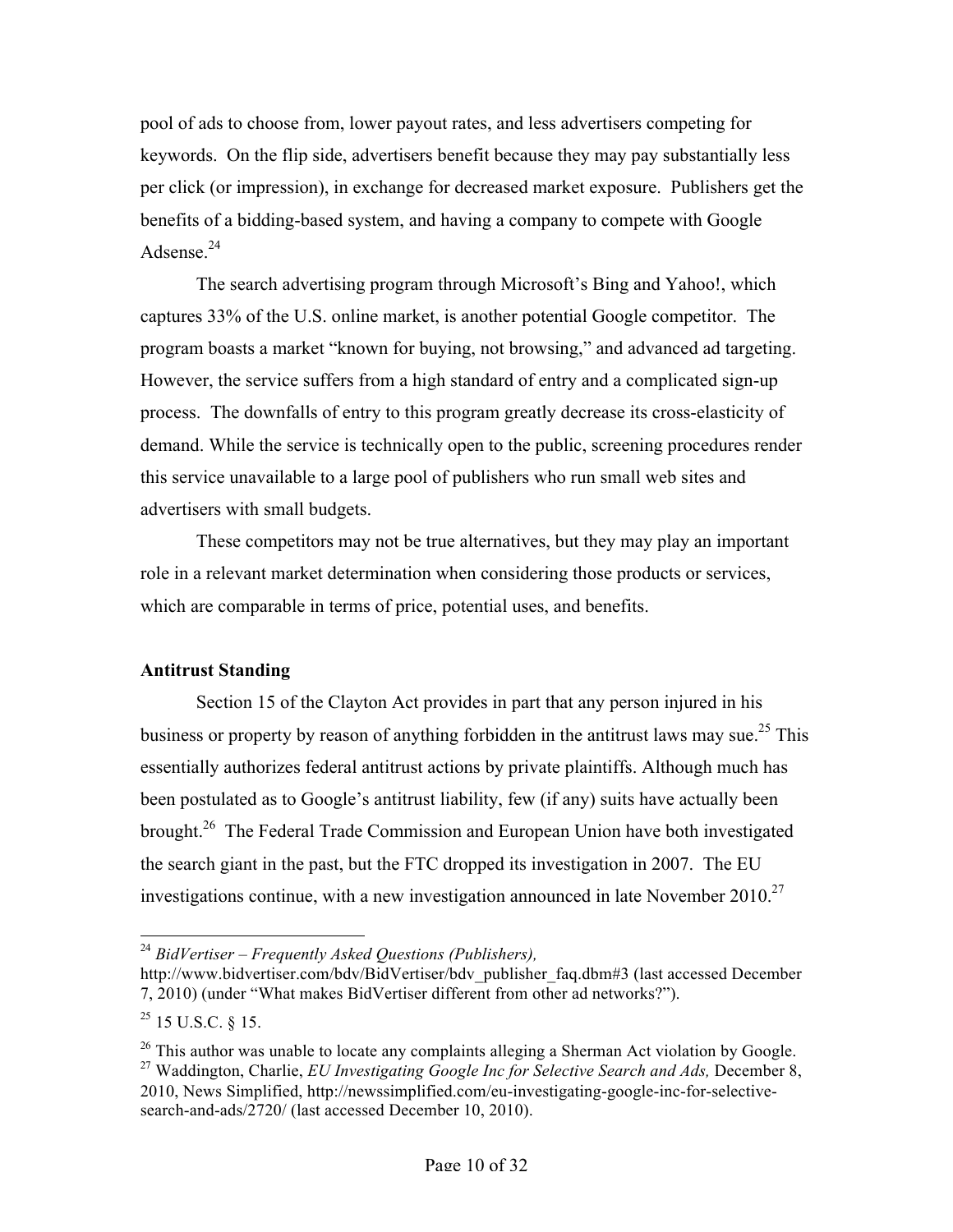pool of ads to choose from, lower payout rates, and less advertisers competing for keywords. On the flip side, advertisers benefit because they may pay substantially less per click (or impression), in exchange for decreased market exposure. Publishers get the benefits of a bidding-based system, and having a company to compete with Google Adsense.[24]

The search advertising program through Microsoft's Bing and Yahoo!, which captures 33% of the U.S. online market, is another potential Google competitor. The program boasts a market "known for buying, not browsing," and advanced ad targeting. However, the service suffers from a high standard of entry and a complicated sign-up process. The downfalls of entry to this program greatly decrease its cross-elasticity of demand. While the service is technically open to the public, screening procedures render this service unavailable to a large pool of publishers who run small web sites and advertisers with small budgets.

These competitors may not be true alternatives, but they may play an important role in a relevant market determination when considering those products or services, which are comparable in terms of price, potential uses, and benefits.

**Antitrust Standing**

Section 15 of the Clayton Act provides in part that any person injured in his business or property by reason of anything forbidden in the antitrust laws may sue.[25] This essentially authorizes federal antitrust actions by private plaintiffs. Although much has been postulated as to Google's antitrust liability, few (if any) suits have actually been brought.[26] The Federal Trade Commission and European Union have both investigated the search giant in the past, but the FTC dropped its investigation in 2007. The EU investigations continue, with a new investigation announced in late November 2010.[27]

---

[24] *BidVertiser – Frequently Asked Questions (Publishers),* http://www.bidvertiser.com/bdv/BidVertiser/bdv_publisher_faq.dbm#3 (last accessed December 7, 2010) (under "What makes BidVertiser different from other ad networks?").

[25] 15 U.S.C. § 15.

[26] This author was unable to locate any complaints alleging a Sherman Act violation by Google.

[27] Waddington, Charlie, *EU Investigating Google Inc for Selective Search and Ads,* December 8, 2010, News Simplified, http://newssimplified.com/eu-investigating-google-inc-for-selective-search-and-ads/2720/ (last accessed December 10, 2010).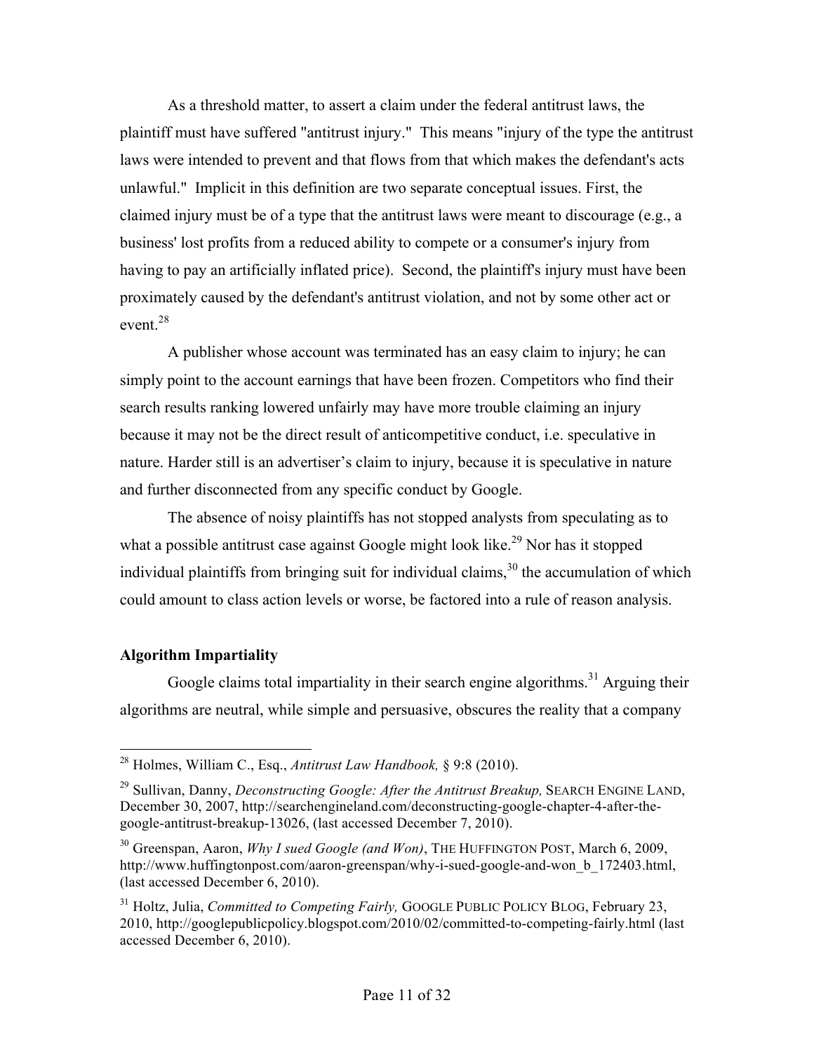As a threshold matter, to assert a claim under the federal antitrust laws, the plaintiff must have suffered "antitrust injury." This means "injury of the type the antitrust laws were intended to prevent and that flows from that which makes the defendant's acts unlawful." Implicit in this definition are two separate conceptual issues. First, the claimed injury must be of a type that the antitrust laws were meant to discourage (e.g., a business' lost profits from a reduced ability to compete or a consumer's injury from having to pay an artificially inflated price). Second, the plaintiff's injury must have been proximately caused by the defendant's antitrust violation, and not by some other act or event.[28]

A publisher whose account was terminated has an easy claim to injury; he can simply point to the account earnings that have been frozen. Competitors who find their search results ranking lowered unfairly may have more trouble claiming an injury because it may not be the direct result of anticompetitive conduct, i.e. speculative in nature. Harder still is an advertiser's claim to injury, because it is speculative in nature and further disconnected from any specific conduct by Google.

The absence of noisy plaintiffs has not stopped analysts from speculating as to what a possible antitrust case against Google might look like.[29] Nor has it stopped individual plaintiffs from bringing suit for individual claims,[30] the accumulation of which could amount to class action levels or worse, be factored into a rule of reason analysis.

**Algorithm Impartiality**

Google claims total impartiality in their search engine algorithms.[31] Arguing their algorithms are neutral, while simple and persuasive, obscures the reality that a company

---

[28] Holmes, William C., Esq., *Antitrust Law Handbook,* § 9:8 (2010).

[29] Sullivan, Danny, *Deconstructing Google: After the Antitrust Breakup,* SEARCH ENGINE LAND, December 30, 2007, http://searchengineland.com/deconstructing-google-chapter-4-after-the-google-antitrust-breakup-13026, (last accessed December 7, 2010).

[30] Greenspan, Aaron, *Why I sued Google (and Won)*, THE HUFFINGTON POST, March 6, 2009, http://www.huffingtonpost.com/aaron-greenspan/why-i-sued-google-and-won_b_172403.html, (last accessed December 6, 2010).

[31] Holtz, Julia, *Committed to Competing Fairly,* GOOGLE PUBLIC POLICY BLOG, February 23, 2010, http://googlepublicpolicy.blogspot.com/2010/02/committed-to-competing-fairly.html (last accessed December 6, 2010).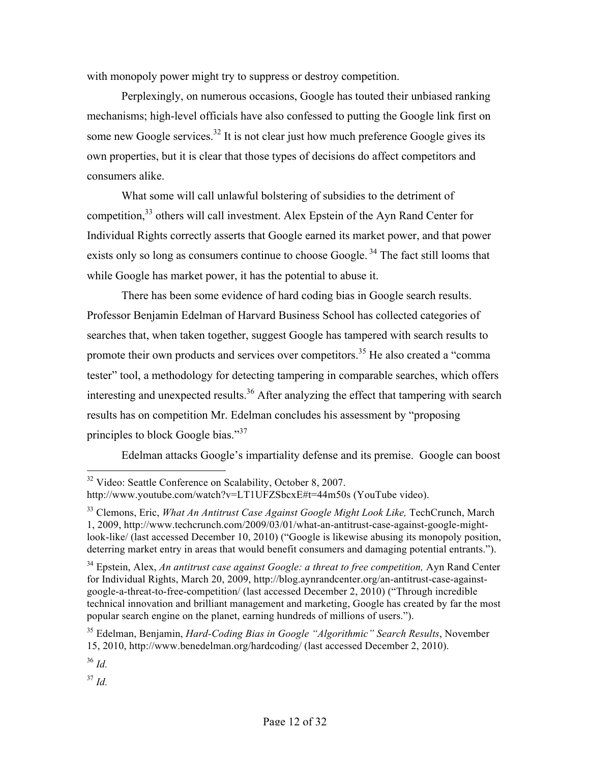with monopoly power might try to suppress or destroy competition.

Perplexingly, on numerous occasions, Google has touted their unbiased ranking mechanisms; high-level officials have also confessed to putting the Google link first on some new Google services.[32] It is not clear just how much preference Google gives its own properties, but it is clear that those types of decisions do affect competitors and consumers alike.

What some will call unlawful bolstering of subsidies to the detriment of competition,[33] others will call investment. Alex Epstein of the Ayn Rand Center for Individual Rights correctly asserts that Google earned its market power, and that power exists only so long as consumers continue to choose Google. [34] The fact still looms that while Google has market power, it has the potential to abuse it.

There has been some evidence of hard coding bias in Google search results. Professor Benjamin Edelman of Harvard Business School has collected categories of searches that, when taken together, suggest Google has tampered with search results to promote their own products and services over competitors.[35] He also created a "comma tester" tool, a methodology for detecting tampering in comparable searches, which offers interesting and unexpected results.[36] After analyzing the effect that tampering with search results has on competition Mr. Edelman concludes his assessment by "proposing principles to block Google bias."[37]

Edelman attacks Google's impartiality defense and its premise. Google can boost

---

[32] Video: Seattle Conference on Scalability, October 8, 2007. http://www.youtube.com/watch?v=LT1UFZSbcxE#t=44m50s (YouTube video).

[33] Clemons, Eric, *What An Antitrust Case Against Google Might Look Like,* TechCrunch, March 1, 2009, http://www.techcrunch.com/2009/03/01/what-an-antitrust-case-against-google-might-look-like/ (last accessed December 10, 2010) ("Google is likewise abusing its monopoly position, deterring market entry in areas that would benefit consumers and damaging potential entrants.").

[34] Epstein, Alex, *An antitrust case against Google: a threat to free competition,* Ayn Rand Center for Individual Rights, March 20, 2009, http://blog.aynrandcenter.org/an-antitrust-case-against-google-a-threat-to-free-competition/ (last accessed December 2, 2010) ("Through incredible technical innovation and brilliant management and marketing, Google has created by far the most popular search engine on the planet, earning hundreds of millions of users.").

[35] Edelman, Benjamin, *Hard-Coding Bias in Google "Algorithmic" Search Results*, November 15, 2010, http://www.benedelman.org/hardcoding/ (last accessed December 2, 2010).

[36] *Id.*

[37] *Id.*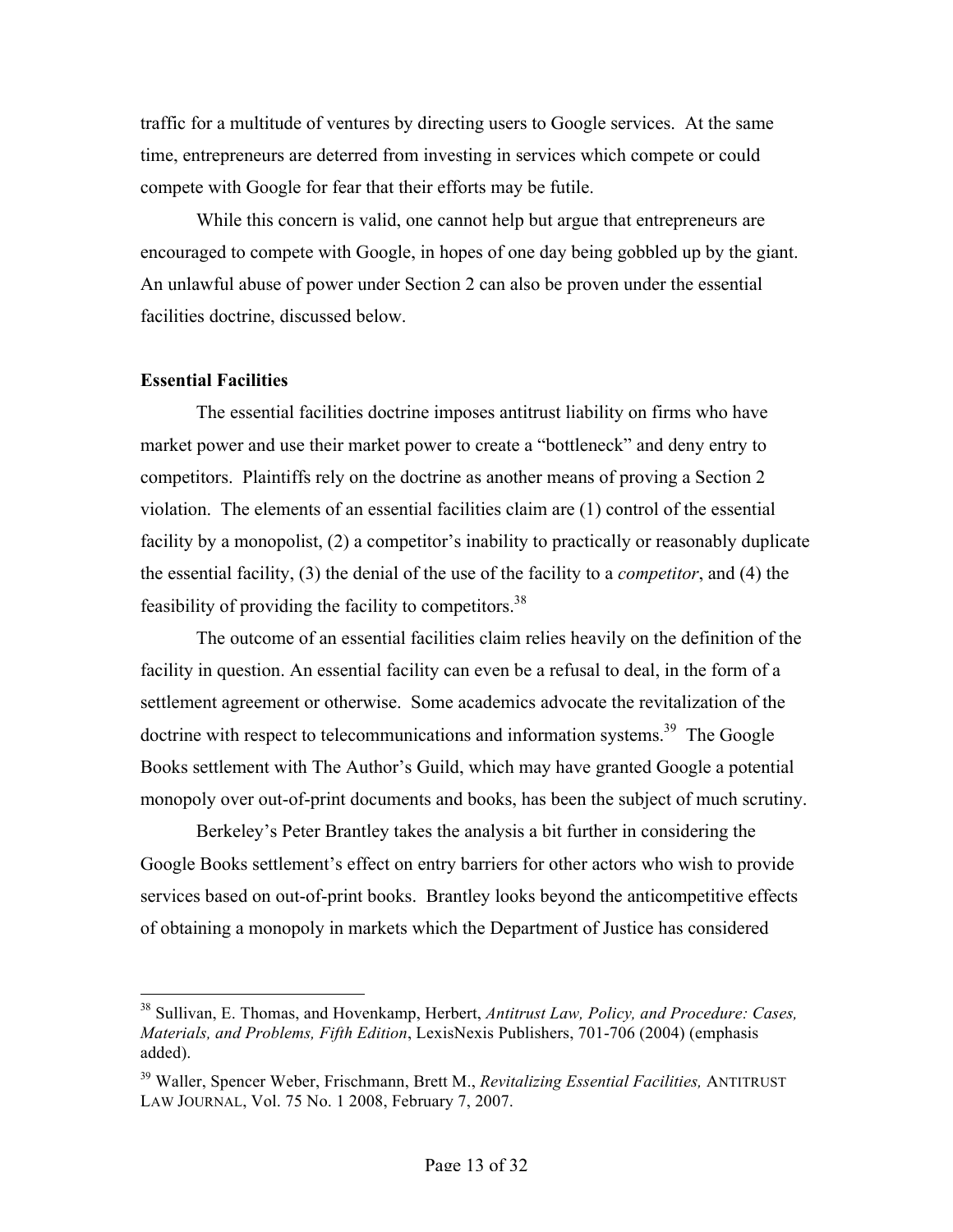traffic for a multitude of ventures by directing users to Google services. At the same time, entrepreneurs are deterred from investing in services which compete or could compete with Google for fear that their efforts may be futile.

While this concern is valid, one cannot help but argue that entrepreneurs are encouraged to compete with Google, in hopes of one day being gobbled up by the giant. An unlawful abuse of power under Section 2 can also be proven under the essential facilities doctrine, discussed below.

**Essential Facilities**

The essential facilities doctrine imposes antitrust liability on firms who have market power and use their market power to create a "bottleneck" and deny entry to competitors. Plaintiffs rely on the doctrine as another means of proving a Section 2 violation. The elements of an essential facilities claim are (1) control of the essential facility by a monopolist, (2) a competitor's inability to practically or reasonably duplicate the essential facility, (3) the denial of the use of the facility to a *competitor*, and (4) the feasibility of providing the facility to competitors.[38]

The outcome of an essential facilities claim relies heavily on the definition of the facility in question. An essential facility can even be a refusal to deal, in the form of a settlement agreement or otherwise. Some academics advocate the revitalization of the doctrine with respect to telecommunications and information systems.[39] The Google Books settlement with The Author's Guild, which may have granted Google a potential monopoly over out-of-print documents and books, has been the subject of much scrutiny.

Berkeley's Peter Brantley takes the analysis a bit further in considering the Google Books settlement's effect on entry barriers for other actors who wish to provide services based on out-of-print books. Brantley looks beyond the anticompetitive effects of obtaining a monopoly in markets which the Department of Justice has considered

---

[38] Sullivan, E. Thomas, and Hovenkamp, Herbert, *Antitrust Law, Policy, and Procedure: Cases, Materials, and Problems, Fifth Edition*, LexisNexis Publishers, 701-706 (2004) (emphasis added).

[39] Waller, Spencer Weber, Frischmann, Brett M., *Revitalizing Essential Facilities,* ANTITRUST LAW JOURNAL, Vol. 75 No. 1 2008, February 7, 2007.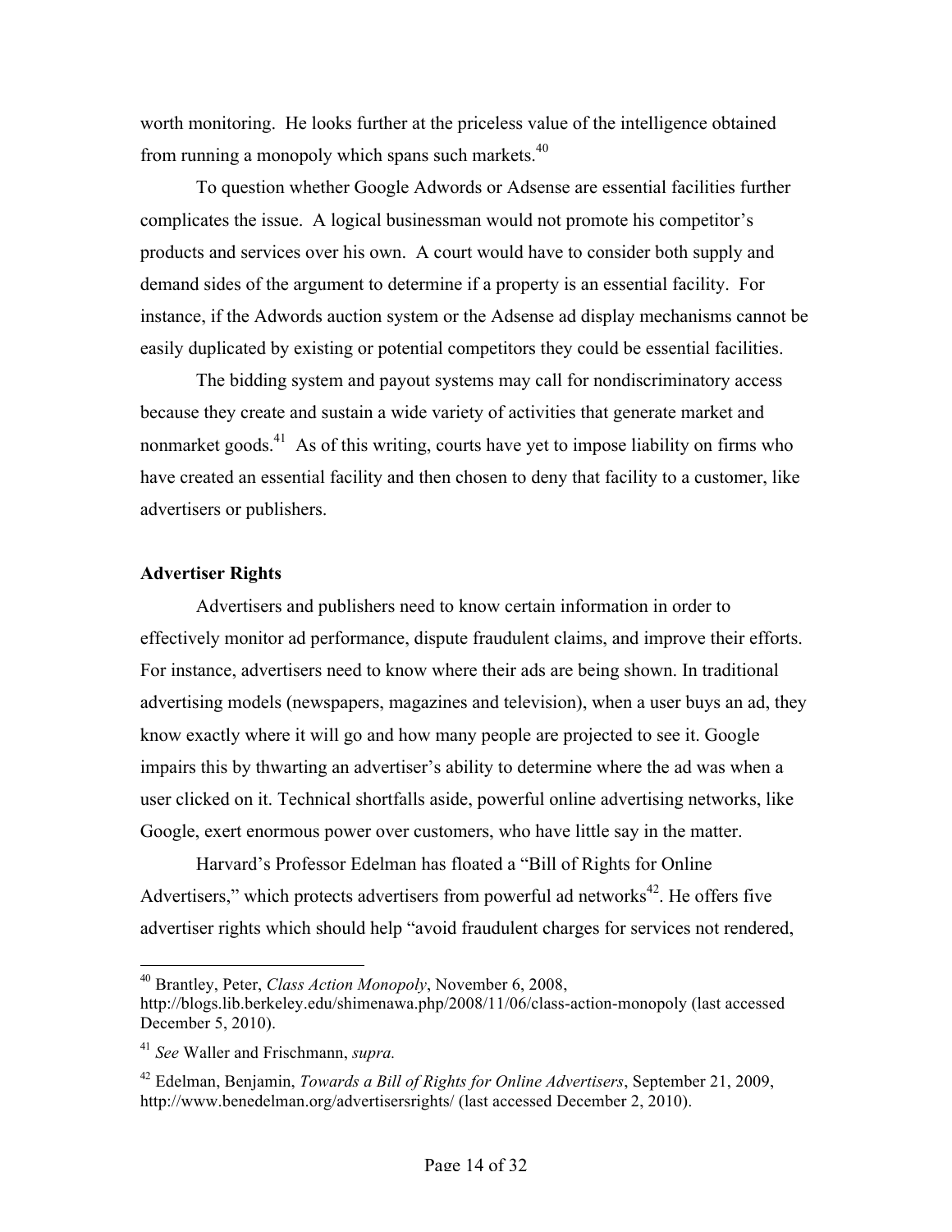worth monitoring. He looks further at the priceless value of the intelligence obtained from running a monopoly which spans such markets.[40]

To question whether Google Adwords or Adsense are essential facilities further complicates the issue. A logical businessman would not promote his competitor's products and services over his own. A court would have to consider both supply and demand sides of the argument to determine if a property is an essential facility. For instance, if the Adwords auction system or the Adsense ad display mechanisms cannot be easily duplicated by existing or potential competitors they could be essential facilities.

The bidding system and payout systems may call for nondiscriminatory access because they create and sustain a wide variety of activities that generate market and nonmarket goods.[41] As of this writing, courts have yet to impose liability on firms who have created an essential facility and then chosen to deny that facility to a customer, like advertisers or publishers.

**Advertiser Rights**

Advertisers and publishers need to know certain information in order to effectively monitor ad performance, dispute fraudulent claims, and improve their efforts. For instance, advertisers need to know where their ads are being shown. In traditional advertising models (newspapers, magazines and television), when a user buys an ad, they know exactly where it will go and how many people are projected to see it. Google impairs this by thwarting an advertiser's ability to determine where the ad was when a user clicked on it. Technical shortfalls aside, powerful online advertising networks, like Google, exert enormous power over customers, who have little say in the matter.

Harvard's Professor Edelman has floated a "Bill of Rights for Online Advertisers," which protects advertisers from powerful ad networks[42]. He offers five advertiser rights which should help "avoid fraudulent charges for services not rendered,

---

[40] Brantley, Peter, *Class Action Monopoly*, November 6, 2008, http://blogs.lib.berkeley.edu/shimenawa.php/2008/11/06/class-action-monopoly (last accessed December 5, 2010).

[41] *See* Waller and Frischmann, *supra.*

[42] Edelman, Benjamin, *Towards a Bill of Rights for Online Advertisers*, September 21, 2009, http://www.benedelman.org/advertisersrights/ (last accessed December 2, 2010).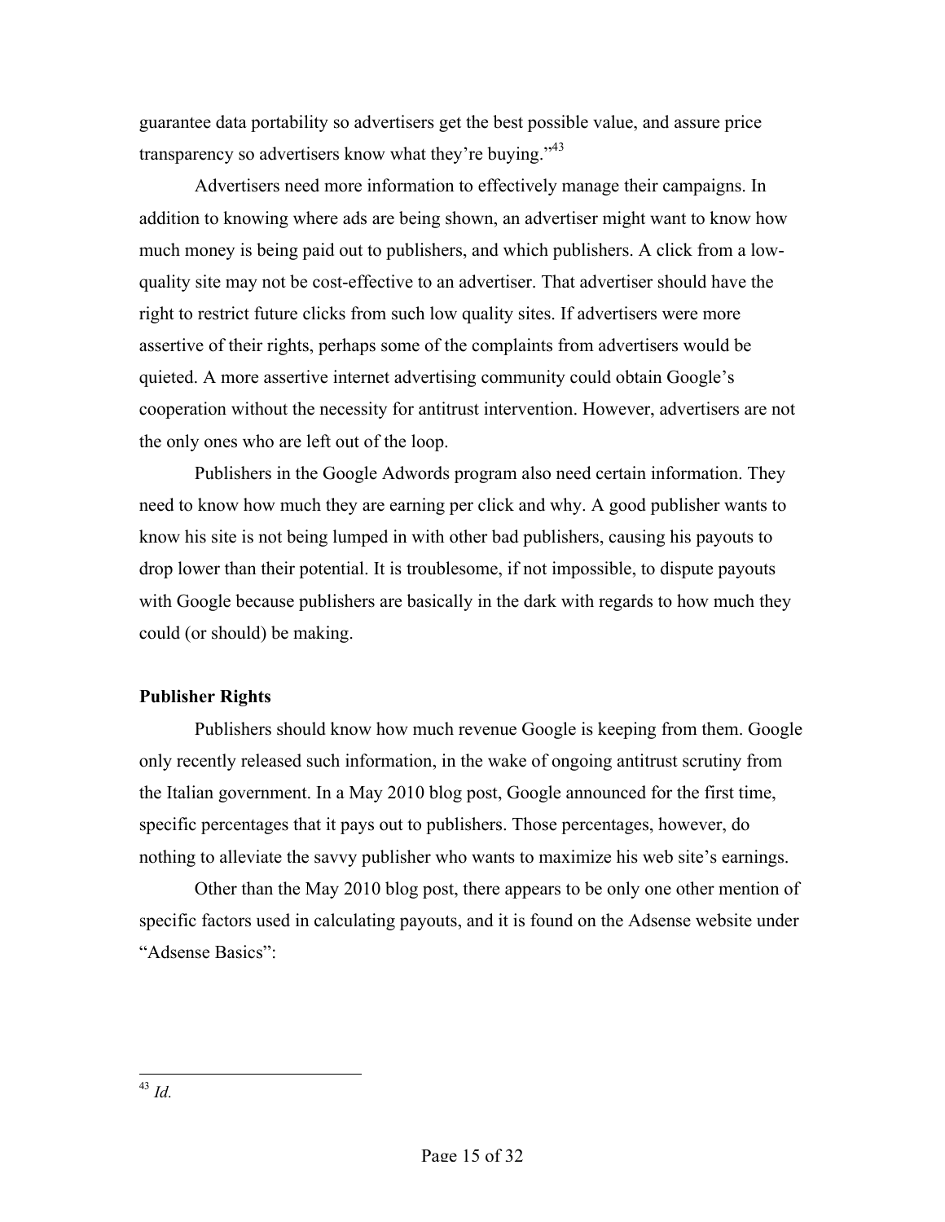guarantee data portability so advertisers get the best possible value, and assure price transparency so advertisers know what they're buying."[43]

Advertisers need more information to effectively manage their campaigns. In addition to knowing where ads are being shown, an advertiser might want to know how much money is being paid out to publishers, and which publishers. A click from a low-quality site may not be cost-effective to an advertiser. That advertiser should have the right to restrict future clicks from such low quality sites. If advertisers were more assertive of their rights, perhaps some of the complaints from advertisers would be quieted. A more assertive internet advertising community could obtain Google's cooperation without the necessity for antitrust intervention. However, advertisers are not the only ones who are left out of the loop.

Publishers in the Google Adwords program also need certain information. They need to know how much they are earning per click and why. A good publisher wants to know his site is not being lumped in with other bad publishers, causing his payouts to drop lower than their potential. It is troublesome, if not impossible, to dispute payouts with Google because publishers are basically in the dark with regards to how much they could (or should) be making.

**Publisher Rights**

Publishers should know how much revenue Google is keeping from them. Google only recently released such information, in the wake of ongoing antitrust scrutiny from the Italian government. In a May 2010 blog post, Google announced for the first time, specific percentages that it pays out to publishers. Those percentages, however, do nothing to alleviate the savvy publisher who wants to maximize his web site's earnings.

Other than the May 2010 blog post, there appears to be only one other mention of specific factors used in calculating payouts, and it is found on the Adsense website under "Adsense Basics":

---

[43] *Id.*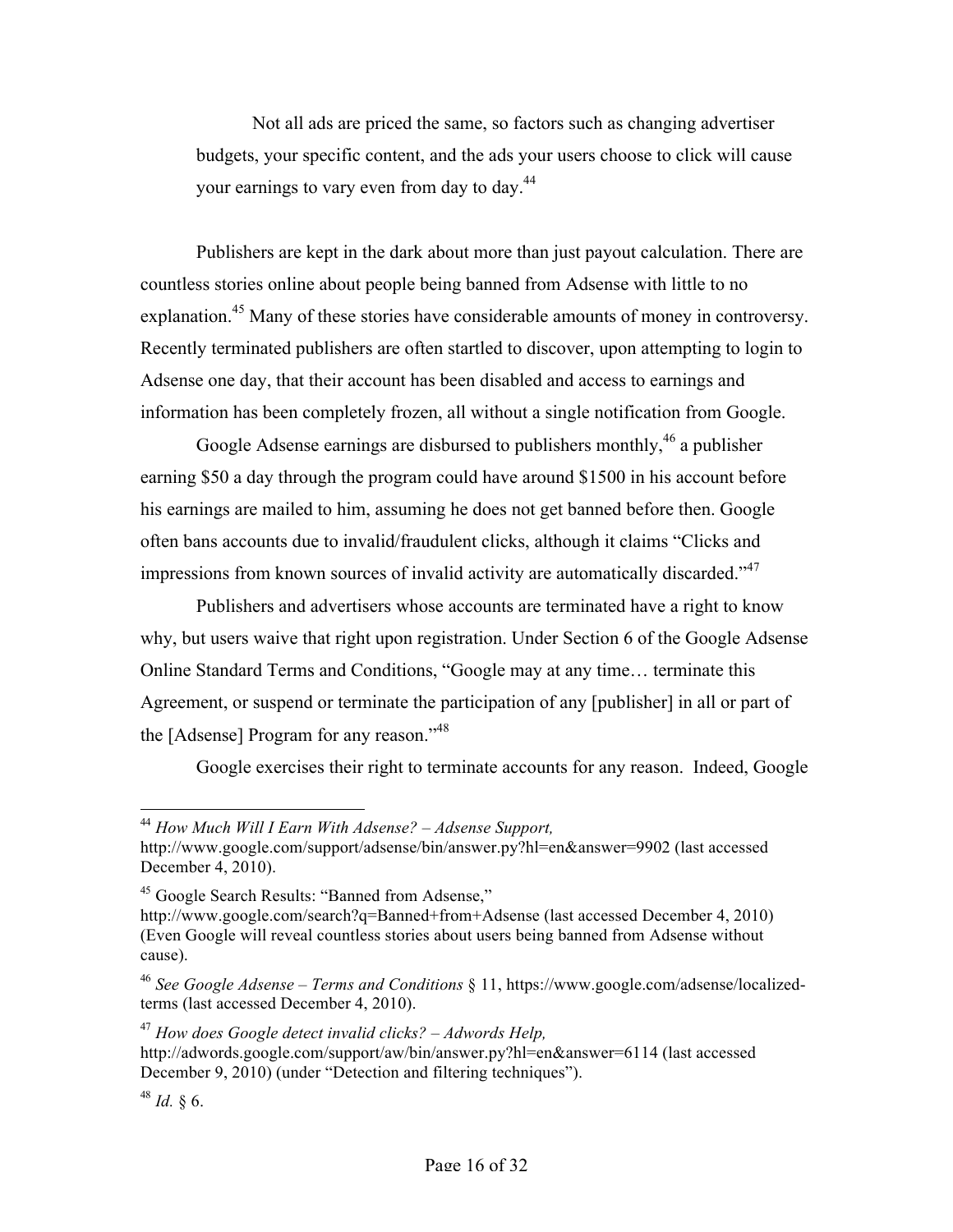> Not all ads are priced the same, so factors such as changing advertiser budgets, your specific content, and the ads your users choose to click will cause your earnings to vary even from day to day.[44]

Publishers are kept in the dark about more than just payout calculation. There are countless stories online about people being banned from Adsense with little to no explanation.[45] Many of these stories have considerable amounts of money in controversy. Recently terminated publishers are often startled to discover, upon attempting to login to Adsense one day, that their account has been disabled and access to earnings and information has been completely frozen, all without a single notification from Google.

Google Adsense earnings are disbursed to publishers monthly,[46] a publisher earning $50 a day through the program could have around $1500 in his account before his earnings are mailed to him, assuming he does not get banned before then. Google often bans accounts due to invalid/fraudulent clicks, although it claims "Clicks and impressions from known sources of invalid activity are automatically discarded."[47]

Publishers and advertisers whose accounts are terminated have a right to know why, but users waive that right upon registration. Under Section 6 of the Google Adsense Online Standard Terms and Conditions, "Google may at any time… terminate this Agreement, or suspend or terminate the participation of any [publisher] in all or part of the [Adsense] Program for any reason."[48]

Google exercises their right to terminate accounts for any reason. Indeed, Google

---

[44] *How Much Will I Earn With Adsense? – Adsense Support,* http://www.google.com/support/adsense/bin/answer.py?hl=en&answer=9902 (last accessed December 4, 2010).

[45] Google Search Results: "Banned from Adsense," http://www.google.com/search?q=Banned+from+Adsense (last accessed December 4, 2010) (Even Google will reveal countless stories about users being banned from Adsense without cause).

[46] *See Google Adsense – Terms and Conditions* § 11, https://www.google.com/adsense/localized-terms (last accessed December 4, 2010).

[47] *How does Google detect invalid clicks? – Adwords Help,* http://adwords.google.com/support/aw/bin/answer.py?hl=en&answer=6114 (last accessed December 9, 2010) (under "Detection and filtering techniques").

[48] *Id.* § 6.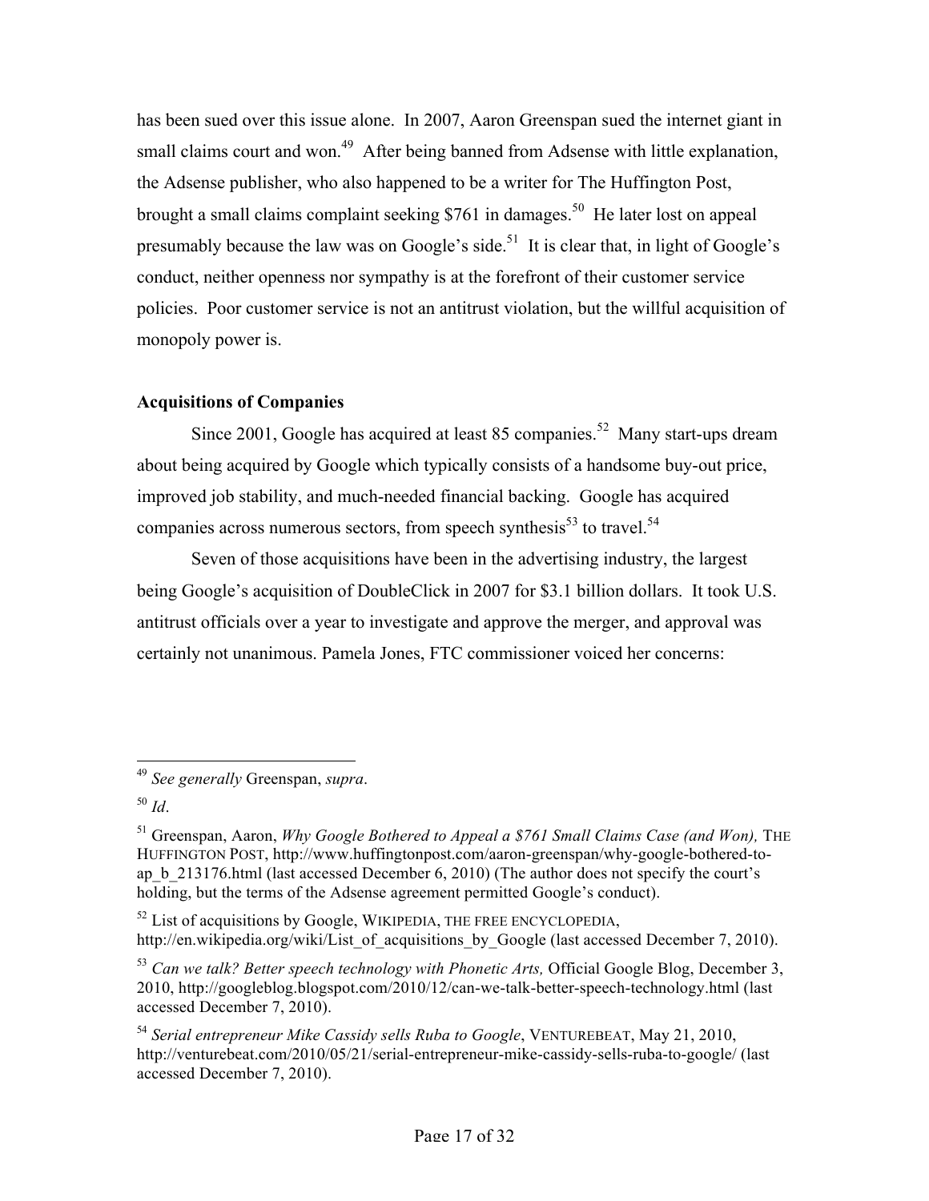has been sued over this issue alone. In 2007, Aaron Greenspan sued the internet giant in small claims court and won.[49] After being banned from Adsense with little explanation, the Adsense publisher, who also happened to be a writer for The Huffington Post, brought a small claims complaint seeking $761 in damages.[50] He later lost on appeal presumably because the law was on Google's side.[51] It is clear that, in light of Google's conduct, neither openness nor sympathy is at the forefront of their customer service policies. Poor customer service is not an antitrust violation, but the willful acquisition of monopoly power is.

**Acquisitions of Companies**

Since 2001, Google has acquired at least 85 companies.[52] Many start-ups dream about being acquired by Google which typically consists of a handsome buy-out price, improved job stability, and much-needed financial backing. Google has acquired companies across numerous sectors, from speech synthesis[53] to travel.[54]

Seven of those acquisitions have been in the advertising industry, the largest being Google's acquisition of DoubleClick in 2007 for $3.1 billion dollars. It took U.S. antitrust officials over a year to investigate and approve the merger, and approval was certainly not unanimous. Pamela Jones, FTC commissioner voiced her concerns:

---

[49] *See generally* Greenspan, *supra*.

[50] *Id*.

[51] Greenspan, Aaron, *Why Google Bothered to Appeal a $761 Small Claims Case (and Won),* THE HUFFINGTON POST, http://www.huffingtonpost.com/aaron-greenspan/why-google-bothered-to-ap_b_213176.html (last accessed December 6, 2010) (The author does not specify the court's holding, but the terms of the Adsense agreement permitted Google's conduct).

[52] List of acquisitions by Google, WIKIPEDIA, THE FREE ENCYCLOPEDIA, http://en.wikipedia.org/wiki/List_of_acquisitions_by_Google (last accessed December 7, 2010).

[53] *Can we talk? Better speech technology with Phonetic Arts,* Official Google Blog, December 3, 2010, http://googleblog.blogspot.com/2010/12/can-we-talk-better-speech-technology.html (last accessed December 7, 2010).

[54] *Serial entrepreneur Mike Cassidy sells Ruba to Google*, VENTUREBEAT, May 21, 2010, http://venturebeat.com/2010/05/21/serial-entrepreneur-mike-cassidy-sells-ruba-to-google/ (last accessed December 7, 2010).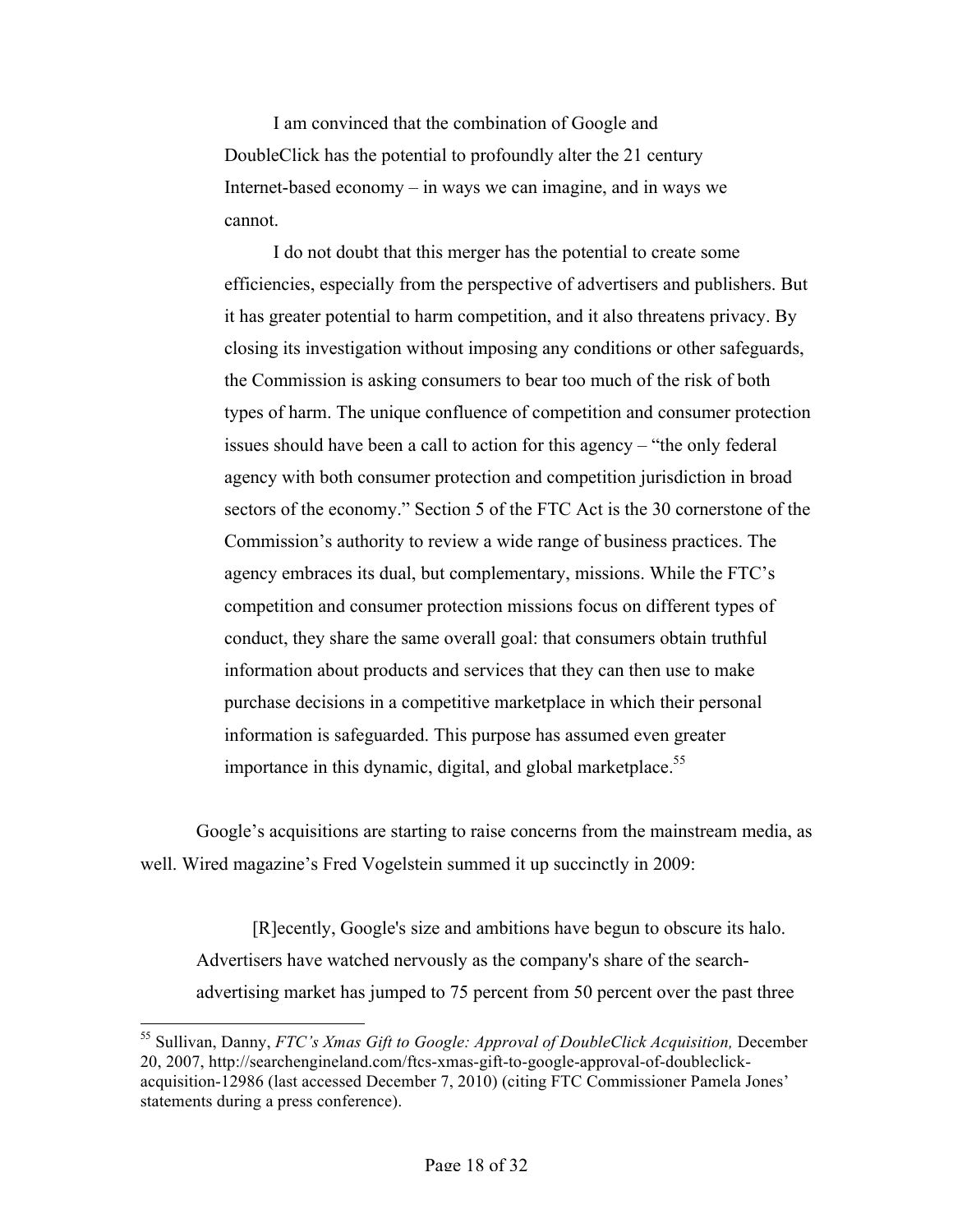> I am convinced that the combination of Google and DoubleClick has the potential to profoundly alter the 21 century Internet-based economy – in ways we can imagine, and in ways we cannot.
>
> I do not doubt that this merger has the potential to create some efficiencies, especially from the perspective of advertisers and publishers. But it has greater potential to harm competition, and it also threatens privacy. By closing its investigation without imposing any conditions or other safeguards, the Commission is asking consumers to bear too much of the risk of both types of harm. The unique confluence of competition and consumer protection issues should have been a call to action for this agency – "the only federal agency with both consumer protection and competition jurisdiction in broad sectors of the economy." Section 5 of the FTC Act is the 30 cornerstone of the Commission's authority to review a wide range of business practices. The agency embraces its dual, but complementary, missions. While the FTC's competition and consumer protection missions focus on different types of conduct, they share the same overall goal: that consumers obtain truthful information about products and services that they can then use to make purchase decisions in a competitive marketplace in which their personal information is safeguarded. This purpose has assumed even greater importance in this dynamic, digital, and global marketplace.[55]

Google's acquisitions are starting to raise concerns from the mainstream media, as well. Wired magazine's Fred Vogelstein summed it up succinctly in 2009:

> [R]ecently, Google's size and ambitions have begun to obscure its halo. Advertisers have watched nervously as the company's share of the search-advertising market has jumped to 75 percent from 50 percent over the past three

---

[55] Sullivan, Danny, *FTC's Xmas Gift to Google: Approval of DoubleClick Acquisition,* December 20, 2007, http://searchengineland.com/ftcs-xmas-gift-to-google-approval-of-doubleclick-acquisition-12986 (last accessed December 7, 2010) (citing FTC Commissioner Pamela Jones' statements during a press conference).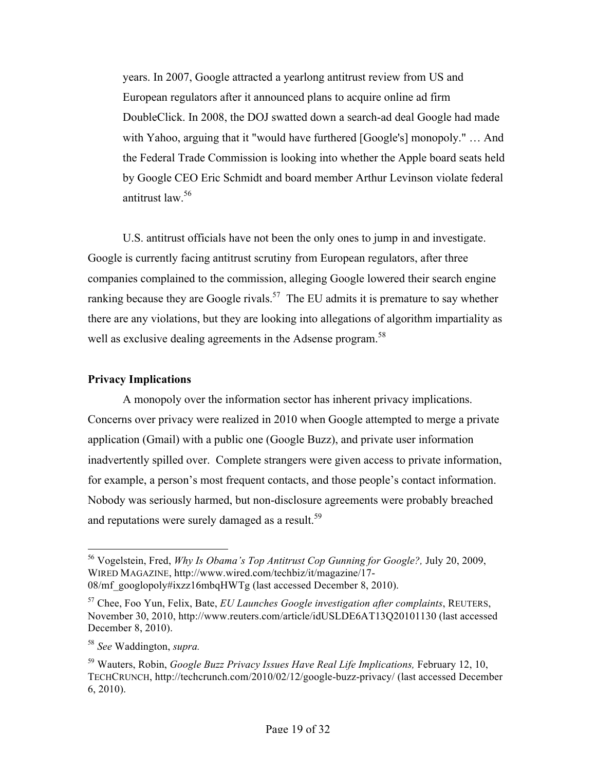> years. In 2007, Google attracted a yearlong antitrust review from US and European regulators after it announced plans to acquire online ad firm DoubleClick. In 2008, the DOJ swatted down a search-ad deal Google had made with Yahoo, arguing that it "would have furthered [Google's] monopoly." … And the Federal Trade Commission is looking into whether the Apple board seats held by Google CEO Eric Schmidt and board member Arthur Levinson violate federal antitrust law.[56]

U.S. antitrust officials have not been the only ones to jump in and investigate. Google is currently facing antitrust scrutiny from European regulators, after three companies complained to the commission, alleging Google lowered their search engine ranking because they are Google rivals.[57] The EU admits it is premature to say whether there are any violations, but they are looking into allegations of algorithm impartiality as well as exclusive dealing agreements in the Adsense program.[58]

**Privacy Implications**

A monopoly over the information sector has inherent privacy implications. Concerns over privacy were realized in 2010 when Google attempted to merge a private application (Gmail) with a public one (Google Buzz), and private user information inadvertently spilled over. Complete strangers were given access to private information, for example, a person's most frequent contacts, and those people's contact information. Nobody was seriously harmed, but non-disclosure agreements were probably breached and reputations were surely damaged as a result.[59]

---

[56] Vogelstein, Fred, *Why Is Obama's Top Antitrust Cop Gunning for Google?,* July 20, 2009, WIRED MAGAZINE, http://www.wired.com/techbiz/it/magazine/17-08/mf_googlopoly#ixzz16mbqHWTg (last accessed December 8, 2010).

[57] Chee, Foo Yun, Felix, Bate, *EU Launches Google investigation after complaints*, REUTERS, November 30, 2010, http://www.reuters.com/article/idUSLDE6AT13Q20101130 (last accessed December 8, 2010).

[58] *See* Waddington, *supra.*

[59] Wauters, Robin, *Google Buzz Privacy Issues Have Real Life Implications,* February 12, 10, TECHCRUNCH, http://techcrunch.com/2010/02/12/google-buzz-privacy/ (last accessed December 6, 2010).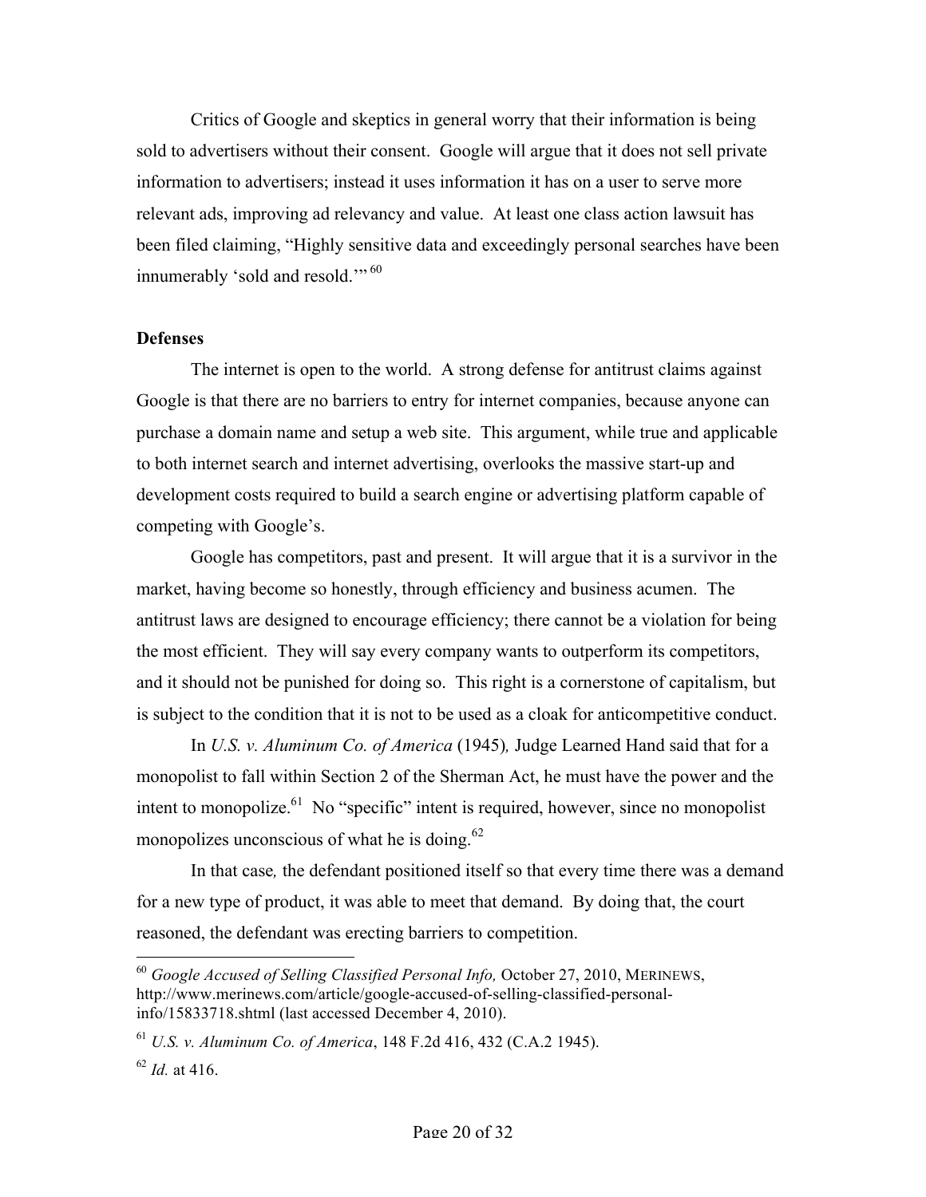Critics of Google and skeptics in general worry that their information is being sold to advertisers without their consent. Google will argue that it does not sell private information to advertisers; instead it uses information it has on a user to serve more relevant ads, improving ad relevancy and value. At least one class action lawsuit has been filed claiming, "Highly sensitive data and exceedingly personal searches have been innumerably 'sold and resold.'"[60]

**Defenses**

The internet is open to the world. A strong defense for antitrust claims against Google is that there are no barriers to entry for internet companies, because anyone can purchase a domain name and setup a web site. This argument, while true and applicable to both internet search and internet advertising, overlooks the massive start-up and development costs required to build a search engine or advertising platform capable of competing with Google's.

Google has competitors, past and present. It will argue that it is a survivor in the market, having become so honestly, through efficiency and business acumen. The antitrust laws are designed to encourage efficiency; there cannot be a violation for being the most efficient. They will say every company wants to outperform its competitors, and it should not be punished for doing so. This right is a cornerstone of capitalism, but is subject to the condition that it is not to be used as a cloak for anticompetitive conduct.

In *U.S. v. Aluminum Co. of America* (1945)*,* Judge Learned Hand said that for a monopolist to fall within Section 2 of the Sherman Act, he must have the power and the intent to monopolize.[61] No "specific" intent is required, however, since no monopolist monopolizes unconscious of what he is doing.[62]

In that case*,* the defendant positioned itself so that every time there was a demand for a new type of product, it was able to meet that demand. By doing that, the court reasoned, the defendant was erecting barriers to competition.

---

[60] *Google Accused of Selling Classified Personal Info,* October 27, 2010, MERINEWS, http://www.merinews.com/article/google-accused-of-selling-classified-personal-info/15833718.shtml (last accessed December 4, 2010).

[61] *U.S. v. Aluminum Co. of America*, 148 F.2d 416, 432 (C.A.2 1945).

[62] *Id.* at 416.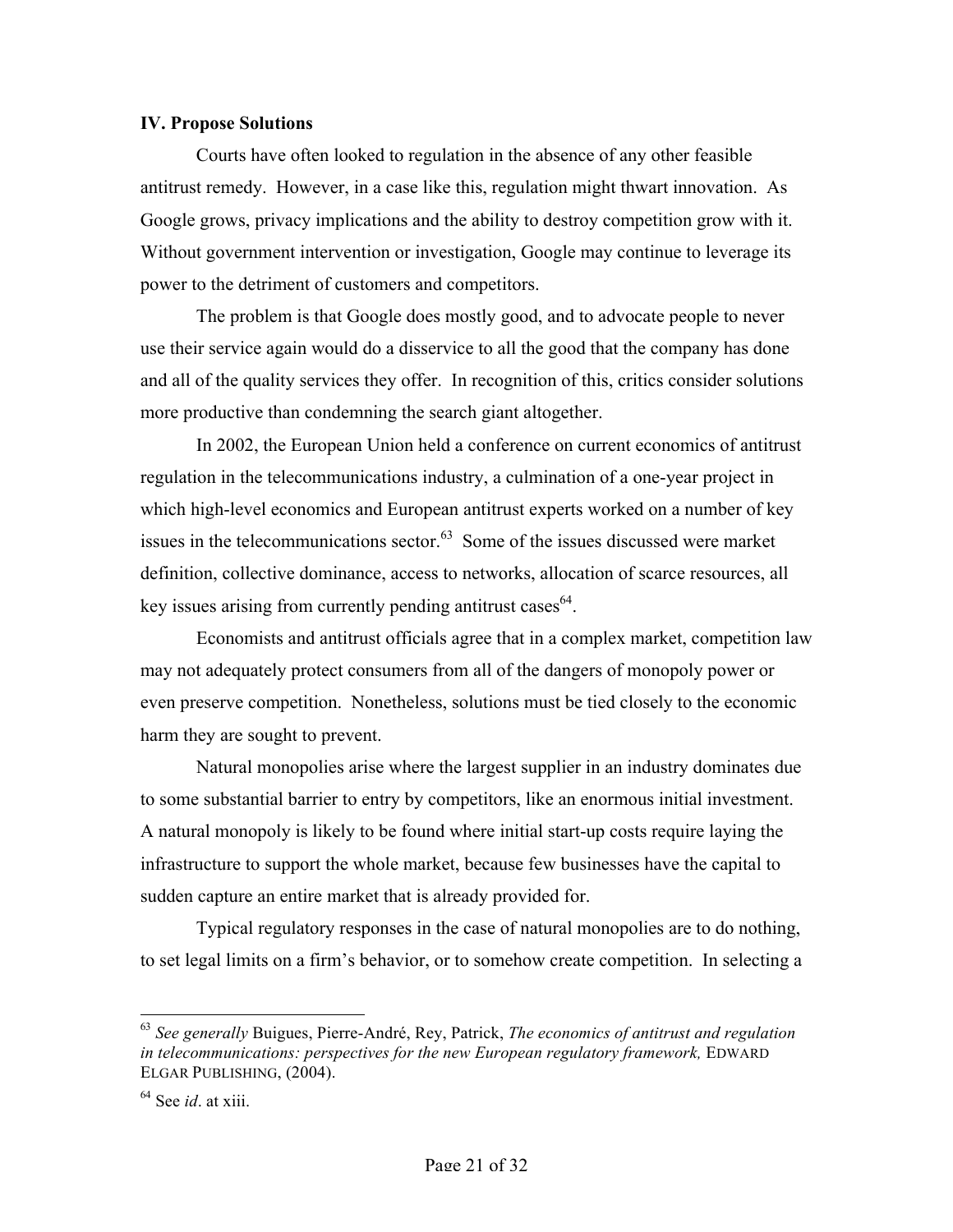**IV. Propose Solutions**

Courts have often looked to regulation in the absence of any other feasible antitrust remedy. However, in a case like this, regulation might thwart innovation. As Google grows, privacy implications and the ability to destroy competition grow with it. Without government intervention or investigation, Google may continue to leverage its power to the detriment of customers and competitors.

The problem is that Google does mostly good, and to advocate people to never use their service again would do a disservice to all the good that the company has done and all of the quality services they offer. In recognition of this, critics consider solutions more productive than condemning the search giant altogether.

In 2002, the European Union held a conference on current economics of antitrust regulation in the telecommunications industry, a culmination of a one-year project in which high-level economics and European antitrust experts worked on a number of key issues in the telecommunications sector.[63] Some of the issues discussed were market definition, collective dominance, access to networks, allocation of scarce resources, all key issues arising from currently pending antitrust cases[64].

Economists and antitrust officials agree that in a complex market, competition law may not adequately protect consumers from all of the dangers of monopoly power or even preserve competition. Nonetheless, solutions must be tied closely to the economic harm they are sought to prevent.

Natural monopolies arise where the largest supplier in an industry dominates due to some substantial barrier to entry by competitors, like an enormous initial investment. A natural monopoly is likely to be found where initial start-up costs require laying the infrastructure to support the whole market, because few businesses have the capital to sudden capture an entire market that is already provided for.

Typical regulatory responses in the case of natural monopolies are to do nothing, to set legal limits on a firm's behavior, or to somehow create competition. In selecting a

---

[63] *See generally* Buigues, Pierre-André, Rey, Patrick, *The economics of antitrust and regulation in telecommunications: perspectives for the new European regulatory framework,* EDWARD ELGAR PUBLISHING, (2004).

[64] See *id*. at xiii.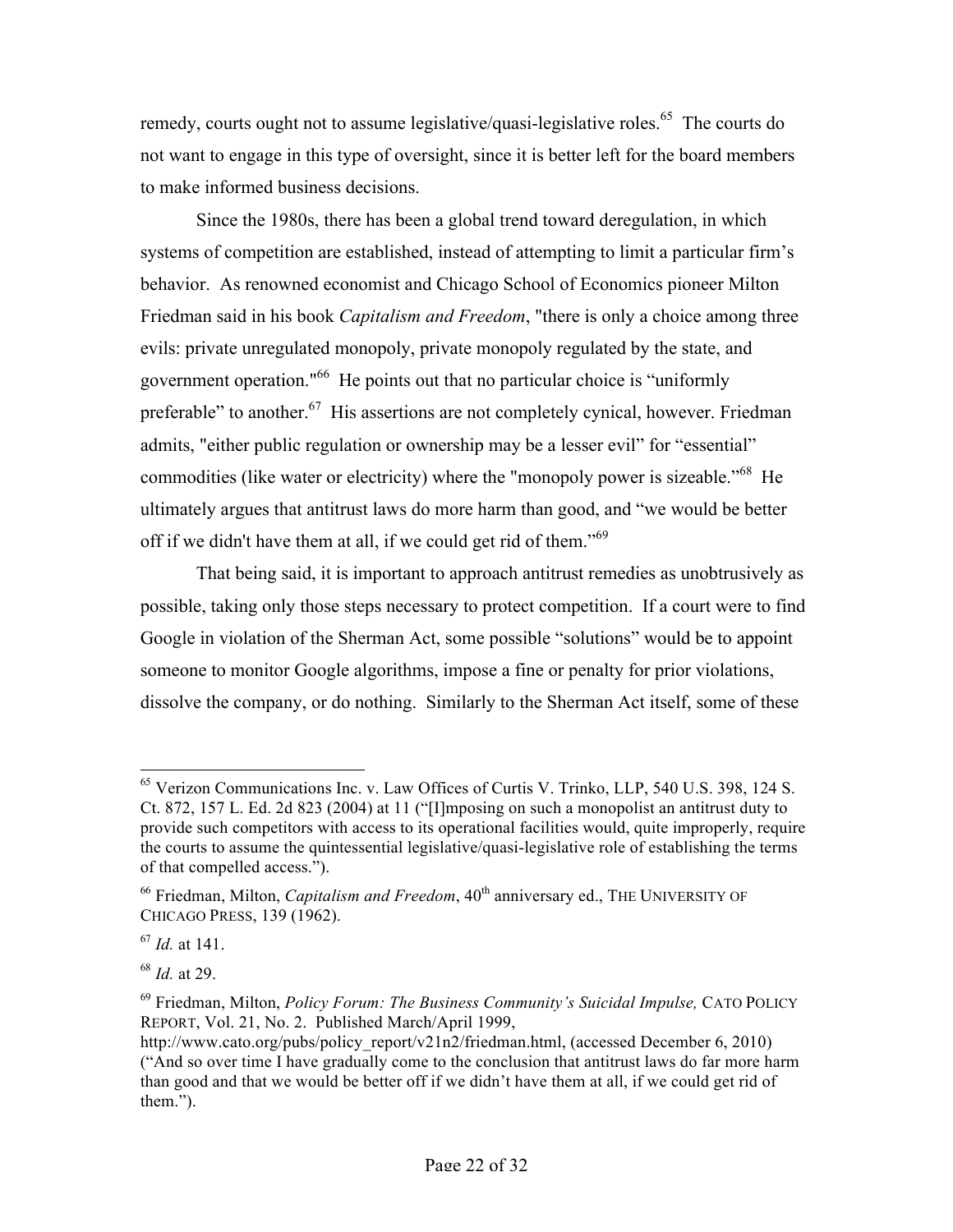remedy, courts ought not to assume legislative/quasi-legislative roles.[65] The courts do not want to engage in this type of oversight, since it is better left for the board members to make informed business decisions.

Since the 1980s, there has been a global trend toward deregulation, in which systems of competition are established, instead of attempting to limit a particular firm's behavior. As renowned economist and Chicago School of Economics pioneer Milton Friedman said in his book *Capitalism and Freedom*, "there is only a choice among three evils: private unregulated monopoly, private monopoly regulated by the state, and government operation."[66] He points out that no particular choice is "uniformly preferable" to another.[67] His assertions are not completely cynical, however. Friedman admits, "either public regulation or ownership may be a lesser evil" for "essential" commodities (like water or electricity) where the "monopoly power is sizeable."[68] He ultimately argues that antitrust laws do more harm than good, and "we would be better off if we didn't have them at all, if we could get rid of them."[69]

That being said, it is important to approach antitrust remedies as unobtrusively as possible, taking only those steps necessary to protect competition. If a court were to find Google in violation of the Sherman Act, some possible "solutions" would be to appoint someone to monitor Google algorithms, impose a fine or penalty for prior violations, dissolve the company, or do nothing. Similarly to the Sherman Act itself, some of these

---

[65] Verizon Communications Inc. v. Law Offices of Curtis V. Trinko, LLP, 540 U.S. 398, 124 S. Ct. 872, 157 L. Ed. 2d 823 (2004) at 11 ("[I]mposing on such a monopolist an antitrust duty to provide such competitors with access to its operational facilities would, quite improperly, require the courts to assume the quintessential legislative/quasi-legislative role of establishing the terms of that compelled access.").

[66] Friedman, Milton, *Capitalism and Freedom*, 40th anniversary ed., THE UNIVERSITY OF CHICAGO PRESS, 139 (1962).

[67] *Id.* at 141.

[68] *Id.* at 29.

[69] Friedman, Milton, *Policy Forum: The Business Community's Suicidal Impulse,* CATO POLICY REPORT, Vol. 21, No. 2. Published March/April 1999, http://www.cato.org/pubs/policy_report/v21n2/friedman.html, (accessed December 6, 2010) ("And so over time I have gradually come to the conclusion that antitrust laws do far more harm than good and that we would be better off if we didn't have them at all, if we could get rid of them.").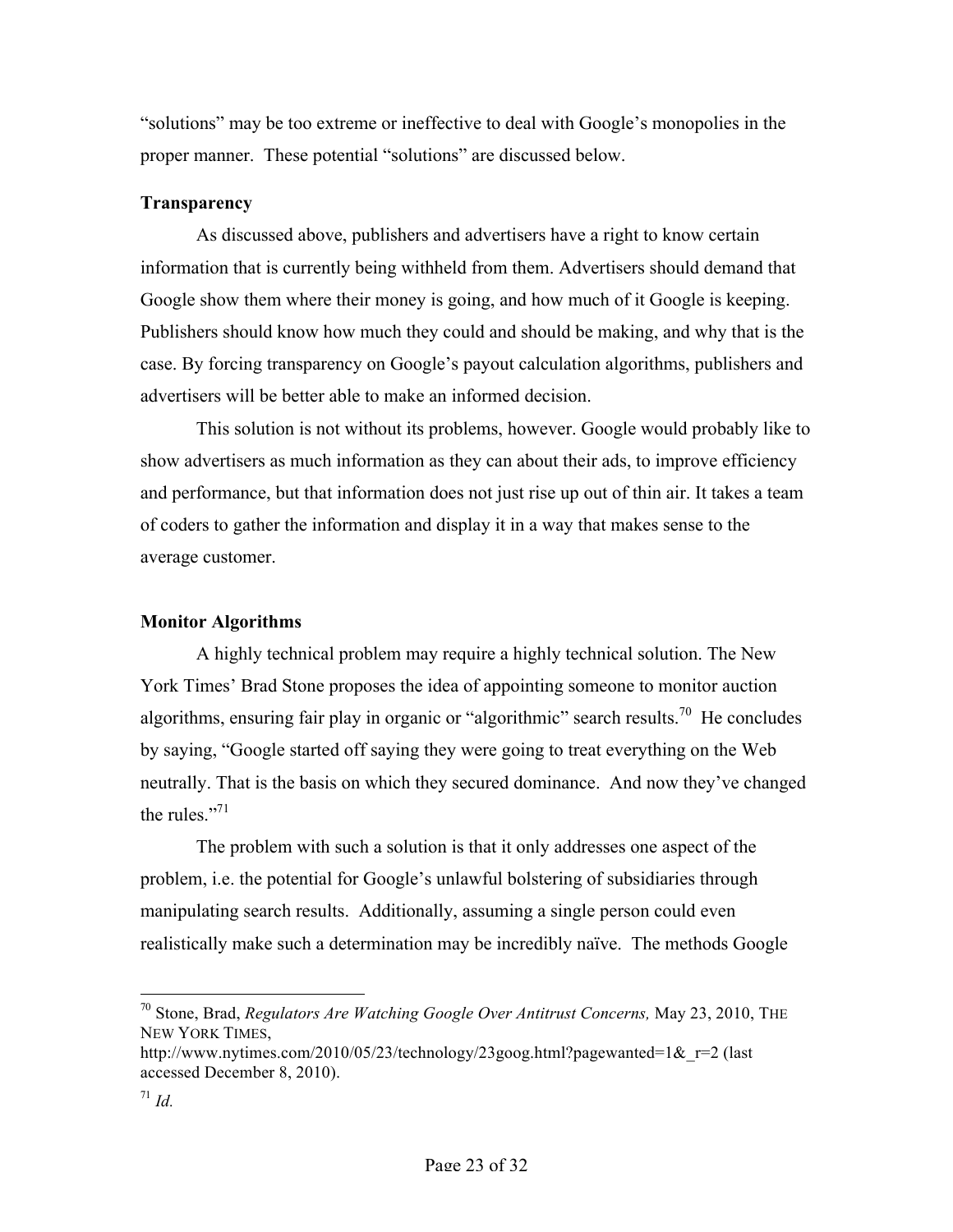"solutions" may be too extreme or ineffective to deal with Google's monopolies in the proper manner. These potential "solutions" are discussed below.

**Transparency**

As discussed above, publishers and advertisers have a right to know certain information that is currently being withheld from them. Advertisers should demand that Google show them where their money is going, and how much of it Google is keeping. Publishers should know how much they could and should be making, and why that is the case. By forcing transparency on Google's payout calculation algorithms, publishers and advertisers will be better able to make an informed decision.

This solution is not without its problems, however. Google would probably like to show advertisers as much information as they can about their ads, to improve efficiency and performance, but that information does not just rise up out of thin air. It takes a team of coders to gather the information and display it in a way that makes sense to the average customer.

**Monitor Algorithms**

A highly technical problem may require a highly technical solution. The New York Times' Brad Stone proposes the idea of appointing someone to monitor auction algorithms, ensuring fair play in organic or "algorithmic" search results.[70] He concludes by saying, "Google started off saying they were going to treat everything on the Web neutrally. That is the basis on which they secured dominance. And now they've changed the rules."[71]

The problem with such a solution is that it only addresses one aspect of the problem, i.e. the potential for Google's unlawful bolstering of subsidiaries through manipulating search results. Additionally, assuming a single person could even realistically make such a determination may be incredibly naïve. The methods Google

---

[70] Stone, Brad, *Regulators Are Watching Google Over Antitrust Concerns,* May 23, 2010, THE NEW YORK TIMES, http://www.nytimes.com/2010/05/23/technology/23goog.html?pagewanted=1&_r=2 (last accessed December 8, 2010).

[71] *Id.*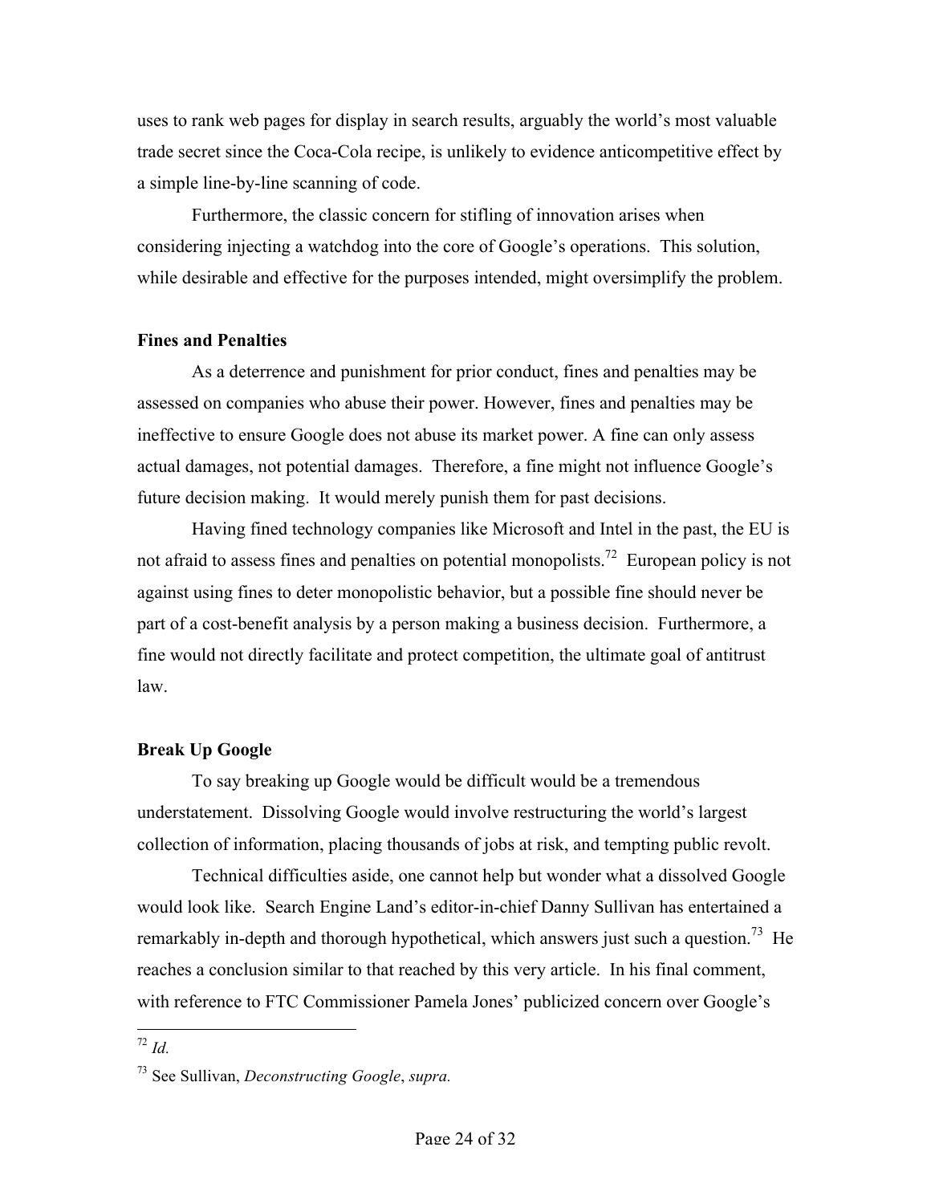uses to rank web pages for display in search results, arguably the world's most valuable trade secret since the Coca-Cola recipe, is unlikely to evidence anticompetitive effect by a simple line-by-line scanning of code.

Furthermore, the classic concern for stifling of innovation arises when considering injecting a watchdog into the core of Google's operations. This solution, while desirable and effective for the purposes intended, might oversimplify the problem.

**Fines and Penalties**

As a deterrence and punishment for prior conduct, fines and penalties may be assessed on companies who abuse their power. However, fines and penalties may be ineffective to ensure Google does not abuse its market power. A fine can only assess actual damages, not potential damages. Therefore, a fine might not influence Google's future decision making. It would merely punish them for past decisions.

Having fined technology companies like Microsoft and Intel in the past, the EU is not afraid to assess fines and penalties on potential monopolists.[72] European policy is not against using fines to deter monopolistic behavior, but a possible fine should never be part of a cost-benefit analysis by a person making a business decision. Furthermore, a fine would not directly facilitate and protect competition, the ultimate goal of antitrust law.

**Break Up Google**

To say breaking up Google would be difficult would be a tremendous understatement. Dissolving Google would involve restructuring the world's largest collection of information, placing thousands of jobs at risk, and tempting public revolt.

Technical difficulties aside, one cannot help but wonder what a dissolved Google would look like. Search Engine Land's editor-in-chief Danny Sullivan has entertained a remarkably in-depth and thorough hypothetical, which answers just such a question.[73] He reaches a conclusion similar to that reached by this very article. In his final comment, with reference to FTC Commissioner Pamela Jones' publicized concern over Google's

---

[72] *Id.*

[73] See Sullivan, *Deconstructing Google*, *supra.*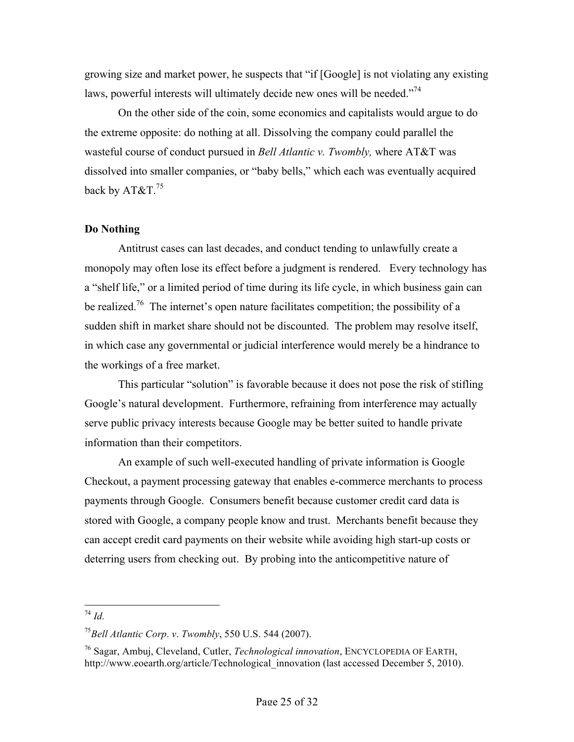growing size and market power, he suspects that "if [Google] is not violating any existing laws, powerful interests will ultimately decide new ones will be needed."[74]

On the other side of the coin, some economics and capitalists would argue to do the extreme opposite: do nothing at all. Dissolving the company could parallel the wasteful course of conduct pursued in *Bell Atlantic v. Twombly,* where AT&T was dissolved into smaller companies, or "baby bells," which each was eventually acquired back by AT&T.[75]

**Do Nothing**

Antitrust cases can last decades, and conduct tending to unlawfully create a monopoly may often lose its effect before a judgment is rendered. Every technology has a "shelf life," or a limited period of time during its life cycle, in which business gain can be realized.[76] The internet's open nature facilitates competition; the possibility of a sudden shift in market share should not be discounted. The problem may resolve itself, in which case any governmental or judicial interference would merely be a hindrance to the workings of a free market.

This particular "solution" is favorable because it does not pose the risk of stifling Google's natural development. Furthermore, refraining from interference may actually serve public privacy interests because Google may be better suited to handle private information than their competitors.

An example of such well-executed handling of private information is Google Checkout, a payment processing gateway that enables e-commerce merchants to process payments through Google. Consumers benefit because customer credit card data is stored with Google, a company people know and trust. Merchants benefit because they can accept credit card payments on their website while avoiding high start-up costs or deterring users from checking out. By probing into the anticompetitive nature of

---

[74] *Id.*

[75] *Bell Atlantic Corp. v. Twombly*, 550 U.S. 544 (2007).

[76] Sagar, Ambuj, Cleveland, Cutler, *Technological innovation*, ENCYCLOPEDIA OF EARTH, http://www.eoearth.org/article/Technological_innovation (last accessed December 5, 2010).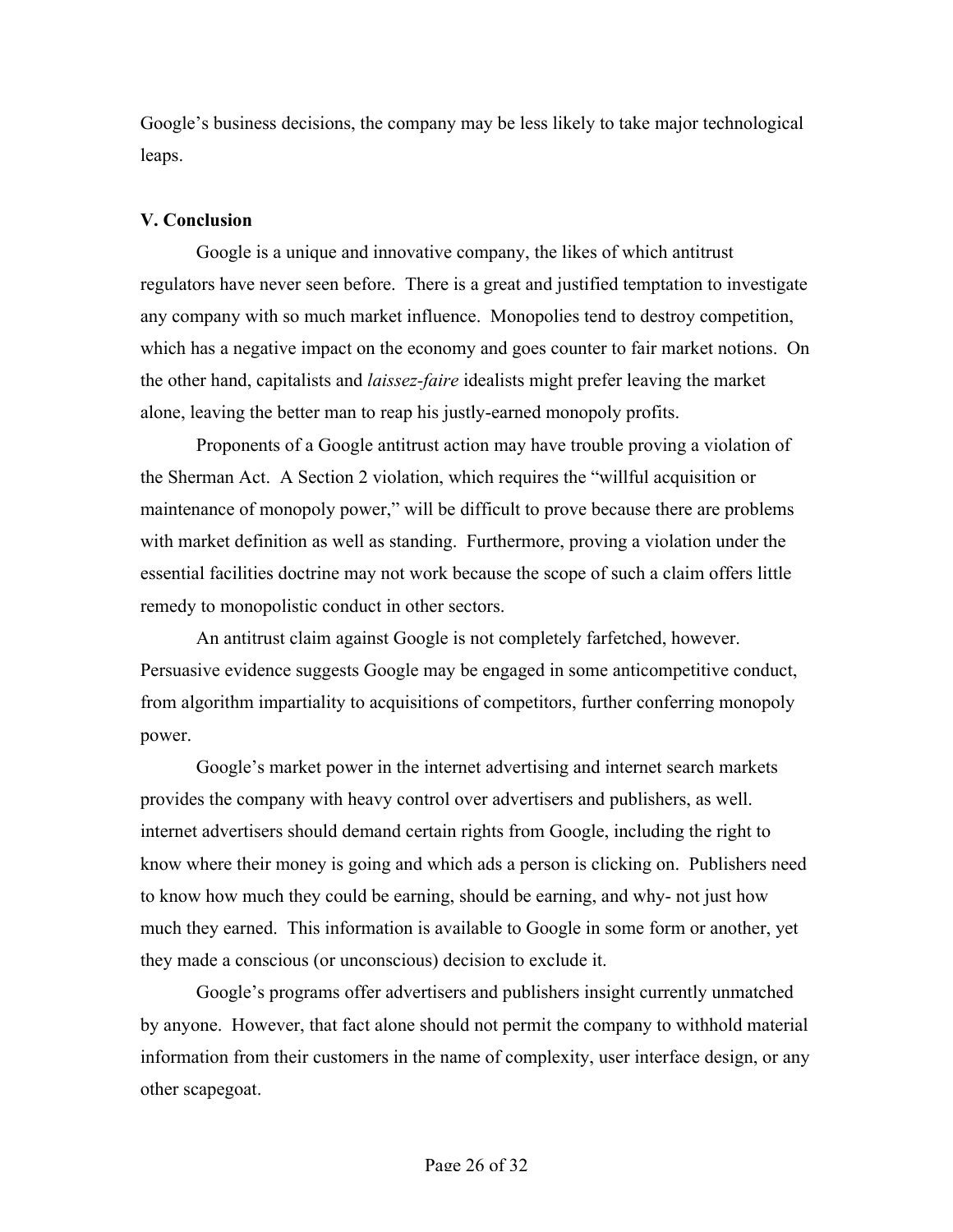Google's business decisions, the company may be less likely to take major technological leaps.

**V. Conclusion**

Google is a unique and innovative company, the likes of which antitrust regulators have never seen before. There is a great and justified temptation to investigate any company with so much market influence. Monopolies tend to destroy competition, which has a negative impact on the economy and goes counter to fair market notions. On the other hand, capitalists and *laissez-faire* idealists might prefer leaving the market alone, leaving the better man to reap his justly-earned monopoly profits.

Proponents of a Google antitrust action may have trouble proving a violation of the Sherman Act. A Section 2 violation, which requires the "willful acquisition or maintenance of monopoly power," will be difficult to prove because there are problems with market definition as well as standing. Furthermore, proving a violation under the essential facilities doctrine may not work because the scope of such a claim offers little remedy to monopolistic conduct in other sectors.

An antitrust claim against Google is not completely farfetched, however. Persuasive evidence suggests Google may be engaged in some anticompetitive conduct, from algorithm impartiality to acquisitions of competitors, further conferring monopoly power.

Google's market power in the internet advertising and internet search markets provides the company with heavy control over advertisers and publishers, as well. internet advertisers should demand certain rights from Google, including the right to know where their money is going and which ads a person is clicking on. Publishers need to know how much they could be earning, should be earning, and why- not just how much they earned. This information is available to Google in some form or another, yet they made a conscious (or unconscious) decision to exclude it.

Google's programs offer advertisers and publishers insight currently unmatched by anyone. However, that fact alone should not permit the company to withhold material information from their customers in the name of complexity, user interface design, or any other scapegoat.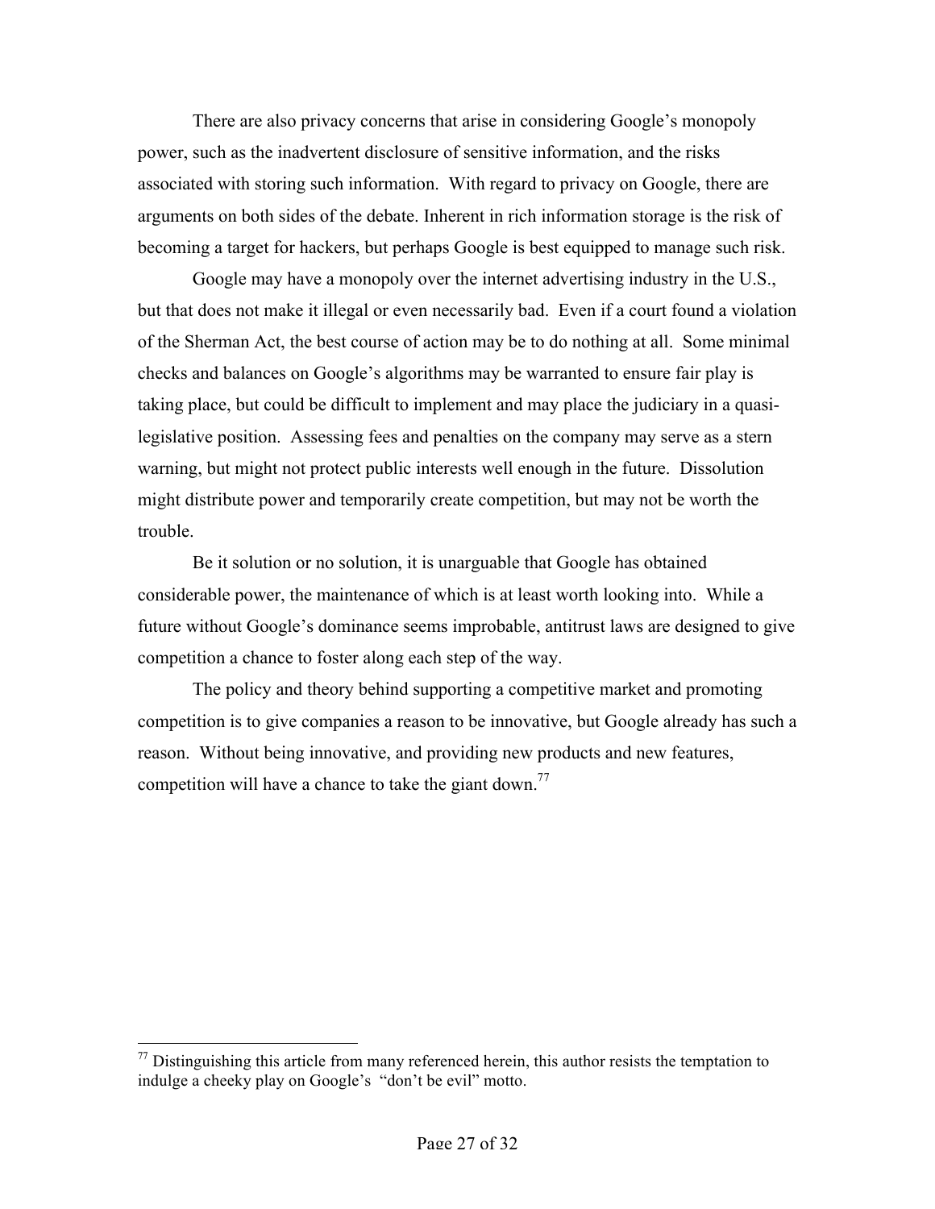There are also privacy concerns that arise in considering Google's monopoly power, such as the inadvertent disclosure of sensitive information, and the risks associated with storing such information. With regard to privacy on Google, there are arguments on both sides of the debate. Inherent in rich information storage is the risk of becoming a target for hackers, but perhaps Google is best equipped to manage such risk.

Google may have a monopoly over the internet advertising industry in the U.S., but that does not make it illegal or even necessarily bad. Even if a court found a violation of the Sherman Act, the best course of action may be to do nothing at all. Some minimal checks and balances on Google's algorithms may be warranted to ensure fair play is taking place, but could be difficult to implement and may place the judiciary in a quasi-legislative position. Assessing fees and penalties on the company may serve as a stern warning, but might not protect public interests well enough in the future. Dissolution might distribute power and temporarily create competition, but may not be worth the trouble.

Be it solution or no solution, it is unarguable that Google has obtained considerable power, the maintenance of which is at least worth looking into. While a future without Google's dominance seems improbable, antitrust laws are designed to give competition a chance to foster along each step of the way.

The policy and theory behind supporting a competitive market and promoting competition is to give companies a reason to be innovative, but Google already has such a reason. Without being innovative, and providing new products and new features, competition will have a chance to take the giant down.[77]

---

[77] Distinguishing this article from many referenced herein, this author resists the temptation to indulge a cheeky play on Google's "don't be evil" motto.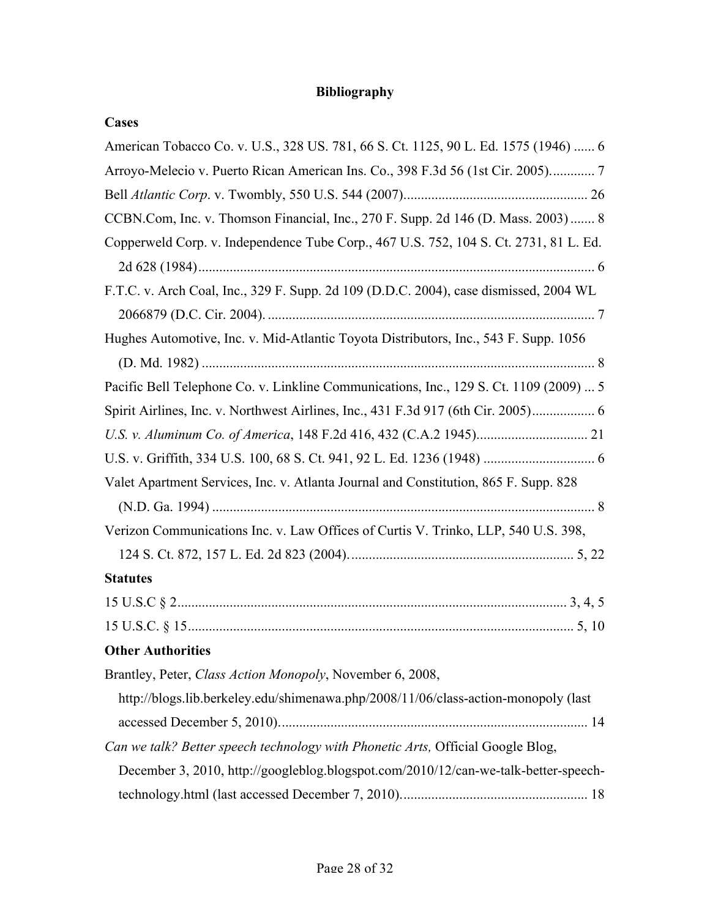# Bibliography

## Cases

American Tobacco Co. v. U.S., 328 US. 781, 66 S. Ct. 1125, 90 L. Ed. 1575 (1946) ...... 6

Arroyo-Melecio v. Puerto Rican American Ins. Co., 398 F.3d 56 (1st Cir. 2005)............ 7

Bell *Atlantic Corp*. v. Twombly, 550 U.S. 544 (2007).................................................... 26

CCBN.Com, Inc. v. Thomson Financial, Inc., 270 F. Supp. 2d 146 (D. Mass. 2003) ....... 8

Copperweld Corp. v. Independence Tube Corp., 467 U.S. 752, 104 S. Ct. 2731, 81 L. Ed. 2d 628 (1984)................................................................................................................ 6

F.T.C. v. Arch Coal, Inc., 329 F. Supp. 2d 109 (D.D.C. 2004), case dismissed, 2004 WL 2066879 (D.C. Cir. 2004). ............................................................................................ 7

Hughes Automotive, Inc. v. Mid-Atlantic Toyota Distributors, Inc., 543 F. Supp. 1056 (D. Md. 1982) ................................................................................................................ 8

Pacific Bell Telephone Co. v. Linkline Communications, Inc., 129 S. Ct. 1109 (2009) ... 5

Spirit Airlines, Inc. v. Northwest Airlines, Inc., 431 F.3d 917 (6th Cir. 2005)................. 6

*U.S. v. Aluminum Co. of America*, 148 F.2d 416, 432 (C.A.2 1945)................................ 21

U.S. v. Griffith, 334 U.S. 100, 68 S. Ct. 941, 92 L. Ed. 1236 (1948) ............................... 6

Valet Apartment Services, Inc. v. Atlanta Journal and Constitution, 865 F. Supp. 828 (N.D. Ga. 1994) ............................................................................................................ 8

Verizon Communications Inc. v. Law Offices of Curtis V. Trinko, LLP, 540 U.S. 398, 124 S. Ct. 872, 157 L. Ed. 2d 823 (2004)................................................................ 5, 22

## Statutes

15 U.S.C § 2................................................................................................................ 3, 4, 5

15 U.S.C. § 15.............................................................................................................. 5, 10

## Other Authorities

Brantley, Peter, *Class Action Monopoly*, November 6, 2008, http://blogs.lib.berkeley.edu/shimenawa.php/2008/11/06/class-action-monopoly (last accessed December 5, 2010)......................................................................................... 14

*Can we talk? Better speech technology with Phonetic Arts,* Official Google Blog, December 3, 2010, http://googleblog.blogspot.com/2010/12/can-we-talk-better-speech-technology.html (last accessed December 7, 2010)..................................................... 18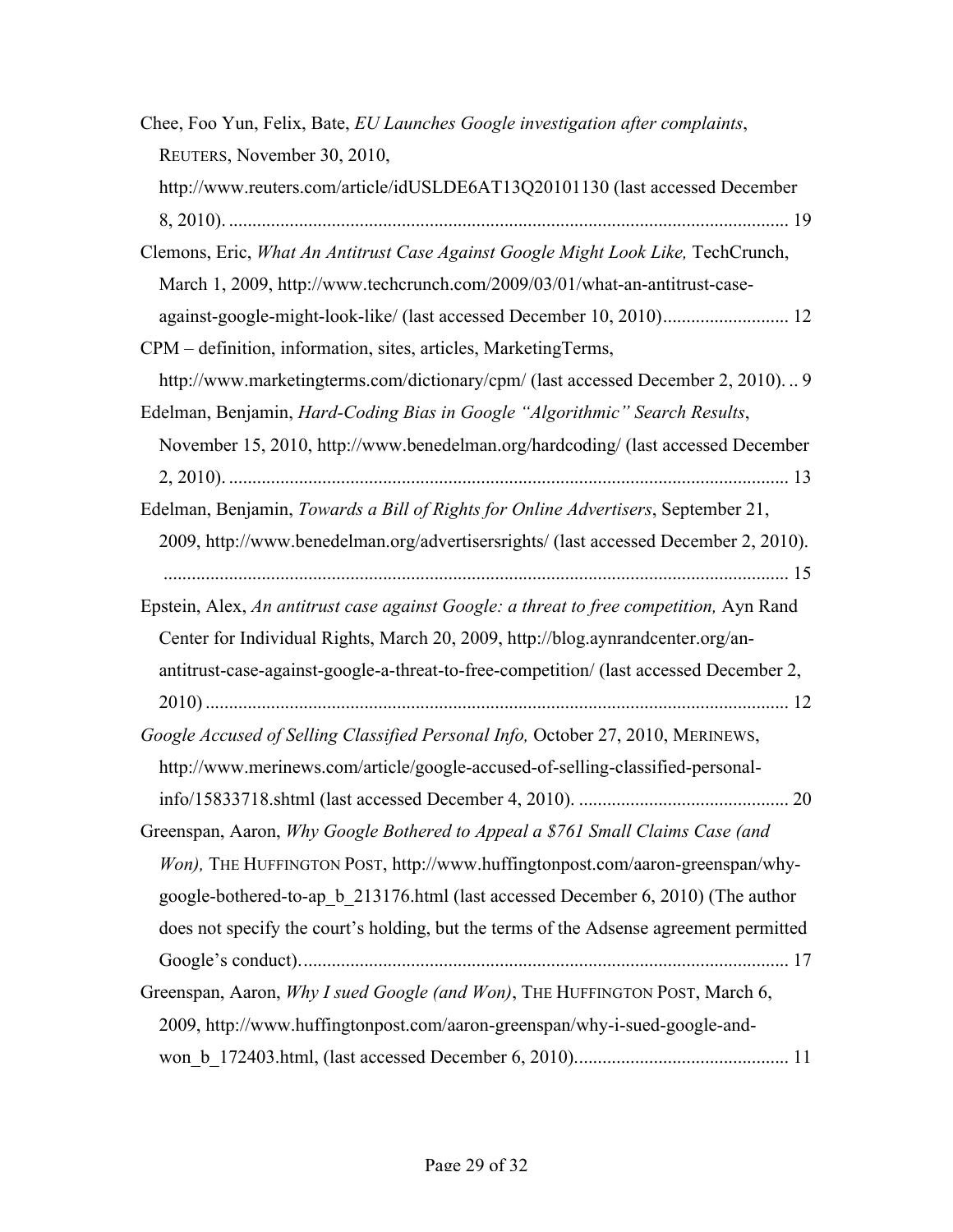Chee, Foo Yun, Felix, Bate, *EU Launches Google investigation after complaints*, REUTERS, November 30, 2010, http://www.reuters.com/article/idUSLDE6AT13Q20101130 (last accessed December 8, 2010). ........................................................................................................................ 19

Clemons, Eric, *What An Antitrust Case Against Google Might Look Like,* TechCrunch, March 1, 2009, http://www.techcrunch.com/2009/03/01/what-an-antitrust-case-against-google-might-look-like/ (last accessed December 10, 2010)........................... 12

CPM – definition, information, sites, articles, MarketingTerms, http://www.marketingterms.com/dictionary/cpm/ (last accessed December 2, 2010). .. 9

Edelman, Benjamin, *Hard-Coding Bias in Google "Algorithmic" Search Results*, November 15, 2010, http://www.benedelman.org/hardcoding/ (last accessed December 2, 2010). ........................................................................................................................ 13

Edelman, Benjamin, *Towards a Bill of Rights for Online Advertisers*, September 21, 2009, http://www.benedelman.org/advertisersrights/ (last accessed December 2, 2010). ........................................................................................................................ 15

Epstein, Alex, *An antitrust case against Google: a threat to free competition,* Ayn Rand Center for Individual Rights, March 20, 2009, http://blog.aynrandcenter.org/an-antitrust-case-against-google-a-threat-to-free-competition/ (last accessed December 2, 2010) ........................................................................................................................ 12

*Google Accused of Selling Classified Personal Info,* October 27, 2010, MERINEWS, http://www.merinews.com/article/google-accused-of-selling-classified-personal-info/15833718.shtml (last accessed December 4, 2010). ............................................ 20

Greenspan, Aaron, *Why Google Bothered to Appeal a $761 Small Claims Case (and Won),* THE HUFFINGTON POST, http://www.huffingtonpost.com/aaron-greenspan/why-google-bothered-to-ap_b_213176.html (last accessed December 6, 2010) (The author does not specify the court's holding, but the terms of the Adsense agreement permitted Google's conduct)........................................................................................................ 17

Greenspan, Aaron, *Why I sued Google (and Won)*, THE HUFFINGTON POST, March 6, 2009, http://www.huffingtonpost.com/aaron-greenspan/why-i-sued-google-and-won_b_172403.html, (last accessed December 6, 2010)............................................. 11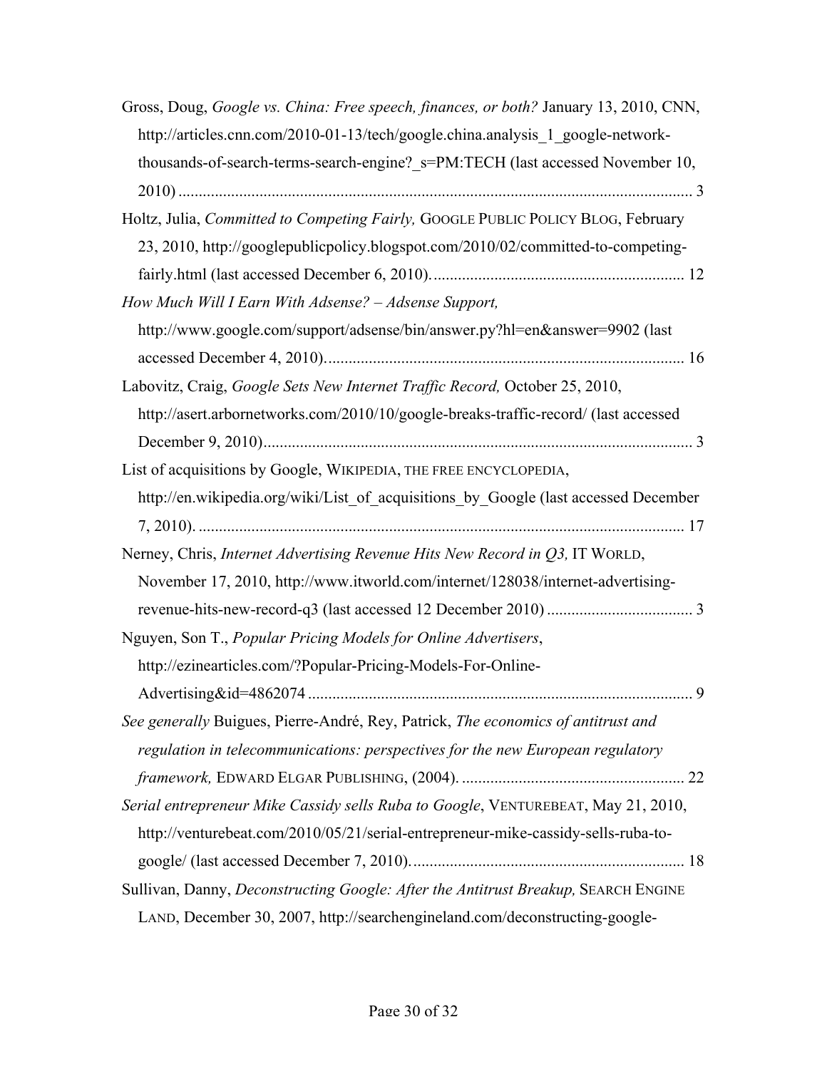Gross, Doug, *Google vs. China: Free speech, finances, or both?* January 13, 2010, CNN, http://articles.cnn.com/2010-01-13/tech/google.china.analysis_1_google-network-thousands-of-search-terms-search-engine?_s=PM:TECH (last accessed November 10, 2010) .............................................................................................................................. 3

Holtz, Julia, *Committed to Competing Fairly,* GOOGLE PUBLIC POLICY BLOG, February 23, 2010, http://googlepublicpolicy.blogspot.com/2010/02/committed-to-competing-fairly.html (last accessed December 6, 2010). ............................................................ 12

*How Much Will I Earn With Adsense? – Adsense Support,* http://www.google.com/support/adsense/bin/answer.py?hl=en&answer=9902 (last accessed December 4, 2010)........................................................................................ 16

Labovitz, Craig, *Google Sets New Internet Traffic Record,* October 25, 2010, http://asert.arbornetworks.com/2010/10/google-breaks-traffic-record/ (last accessed December 9, 2010)......................................................................................................... 3

List of acquisitions by Google, WIKIPEDIA, THE FREE ENCYCLOPEDIA, http://en.wikipedia.org/wiki/List_of_acquisitions_by_Google (last accessed December 7, 2010). ...................................................................................................................... 17

Nerney, Chris, *Internet Advertising Revenue Hits New Record in Q3,* IT WORLD, November 17, 2010, http://www.itworld.com/internet/128038/internet-advertising-revenue-hits-new-record-q3 (last accessed 12 December 2010) .................................... 3

Nguyen, Son T., *Popular Pricing Models for Online Advertisers*, http://ezinearticles.com/?Popular-Pricing-Models-For-Online-Advertising&id=4862074 ............................................................................................. 9

*See generally* Buigues, Pierre-André, Rey, Patrick, *The economics of antitrust and regulation in telecommunications: perspectives for the new European regulatory framework,* EDWARD ELGAR PUBLISHING, (2004). ...................................................... 22

*Serial entrepreneur Mike Cassidy sells Ruba to Google*, VENTUREBEAT, May 21, 2010, http://venturebeat.com/2010/05/21/serial-entrepreneur-mike-cassidy-sells-ruba-to-google/ (last accessed December 7, 2010)................................................................... 18

Sullivan, Danny, *Deconstructing Google: After the Antitrust Breakup,* SEARCH ENGINE LAND, December 30, 2007, http://searchengineland.com/deconstructing-google-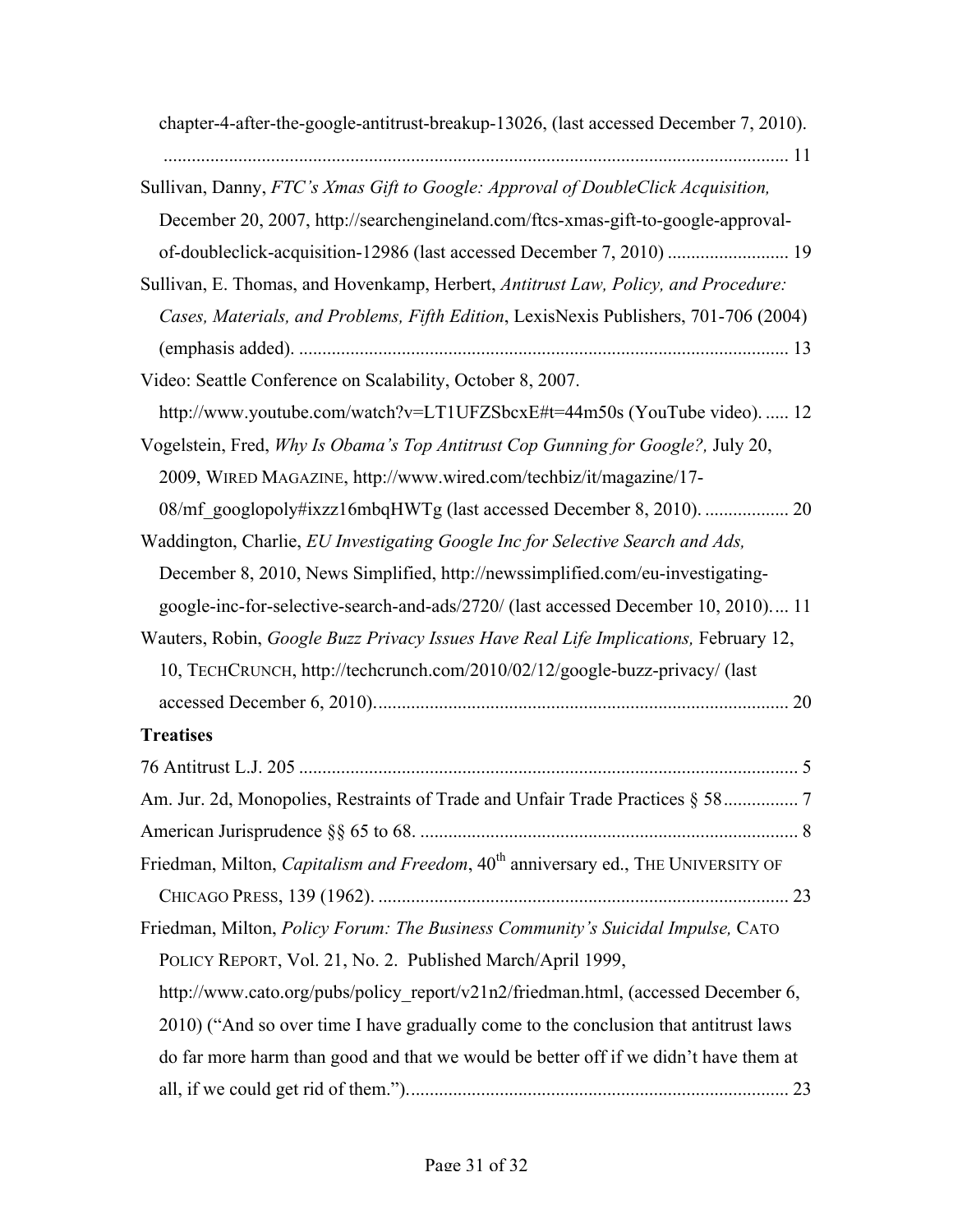chapter-4-after-the-google-antitrust-breakup-13026, (last accessed December 7, 2010). ...................................................................................................................................... 11

Sullivan, Danny, *FTC's Xmas Gift to Google: Approval of DoubleClick Acquisition,* December 20, 2007, http://searchengineland.com/ftcs-xmas-gift-to-google-approval-of-doubleclick-acquisition-12986 (last accessed December 7, 2010) .......................... 19

Sullivan, E. Thomas, and Hovenkamp, Herbert, *Antitrust Law, Policy, and Procedure: Cases, Materials, and Problems, Fifth Edition*, LexisNexis Publishers, 701-706 (2004) (emphasis added). ......................................................................................................... 13

Video: Seattle Conference on Scalability, October 8, 2007. http://www.youtube.com/watch?v=LT1UFZSbcxE#t=44m50s (YouTube video). ..... 12

Vogelstein, Fred, *Why Is Obama's Top Antitrust Cop Gunning for Google?,* July 20, 2009, WIRED MAGAZINE, http://www.wired.com/techbiz/it/magazine/17-08/mf_googlopoly#ixzz16mbqHWTg (last accessed December 8, 2010). .................. 20

Waddington, Charlie, *EU Investigating Google Inc for Selective Search and Ads,* December 8, 2010, News Simplified, http://newssimplified.com/eu-investigating-google-inc-for-selective-search-and-ads/2720/ (last accessed December 10, 2010).... 11

Wauters, Robin, *Google Buzz Privacy Issues Have Real Life Implications,* February 12, 10, TECHCRUNCH, http://techcrunch.com/2010/02/12/google-buzz-privacy/ (last accessed December 6, 2010)......................................................................................... 20

**Treatises**

76 Antitrust L.J. 205 .......................................................................................................... 5

Am. Jur. 2d, Monopolies, Restraints of Trade and Unfair Trade Practices § 58................ 7

American Jurisprudence §§ 65 to 68. ................................................................................ 8

Friedman, Milton, *Capitalism and Freedom*, 40th anniversary ed., THE UNIVERSITY OF CHICAGO PRESS, 139 (1962). ........................................................................................ 23

Friedman, Milton, *Policy Forum: The Business Community's Suicidal Impulse,* CATO POLICY REPORT, Vol. 21, No. 2. Published March/April 1999, http://www.cato.org/pubs/policy_report/v21n2/friedman.html, (accessed December 6, 2010) ("And so over time I have gradually come to the conclusion that antitrust laws do far more harm than good and that we would be better off if we didn't have them at all, if we could get rid of them.")................................................................................. 23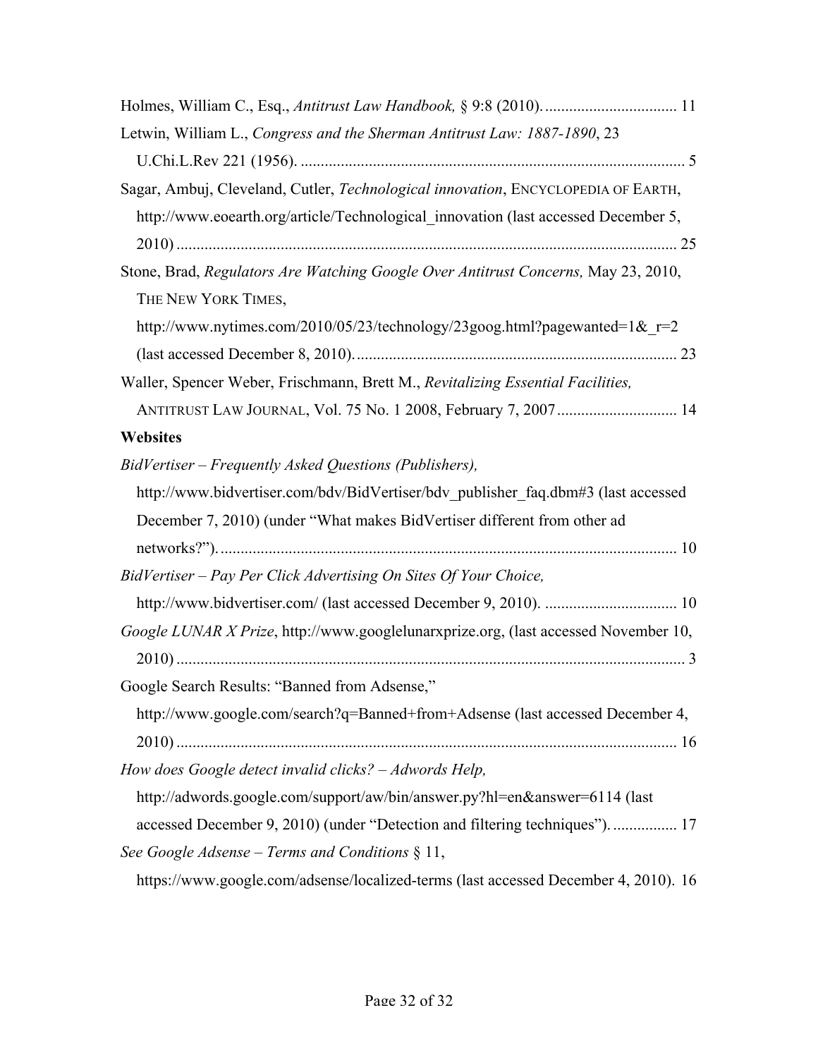Holmes, William C., Esq., *Antitrust Law Handbook,* § 9:8 (2010)................................. 11

Letwin, William L., *Congress and the Sherman Antitrust Law: 1887-1890*, 23 U.Chi.L.Rev 221 (1956). ............................................................................................... 5

Sagar, Ambuj, Cleveland, Cutler, *Technological innovation*, ENCYCLOPEDIA OF EARTH, http://www.eoearth.org/article/Technological_innovation (last accessed December 5, 2010) ........................................................................................................................ 25

Stone, Brad, *Regulators Are Watching Google Over Antitrust Concerns,* May 23, 2010, THE NEW YORK TIMES, http://www.nytimes.com/2010/05/23/technology/23goog.html?pagewanted=1&_r=2 (last accessed December 8, 2010)................................................................................ 23

Waller, Spencer Weber, Frischmann, Brett M., *Revitalizing Essential Facilities,* ANTITRUST LAW JOURNAL, Vol. 75 No. 1 2008, February 7, 2007............................. 14

**Websites**

*BidVertiser – Frequently Asked Questions (Publishers),* http://www.bidvertiser.com/bdv/BidVertiser/bdv_publisher_faq.dbm#3 (last accessed December 7, 2010) (under "What makes BidVertiser different from other ad networks?")................................................................................................................. 10

*BidVertiser – Pay Per Click Advertising On Sites Of Your Choice,* http://www.bidvertiser.com/ (last accessed December 9, 2010). ................................. 10

*Google LUNAR X Prize*, http://www.googlelunarxprize.org, (last accessed November 10, 2010) .......................................................................................................................... 3

Google Search Results: "Banned from Adsense," http://www.google.com/search?q=Banned+from+Adsense (last accessed December 4, 2010) ........................................................................................................................ 16

*How does Google detect invalid clicks? – Adwords Help,* http://adwords.google.com/support/aw/bin/answer.py?hl=en&answer=6114 (last accessed December 9, 2010) (under "Detection and filtering techniques")................ 17

*See Google Adsense – Terms and Conditions* § 11, https://www.google.com/adsense/localized-terms (last accessed December 4, 2010). 16